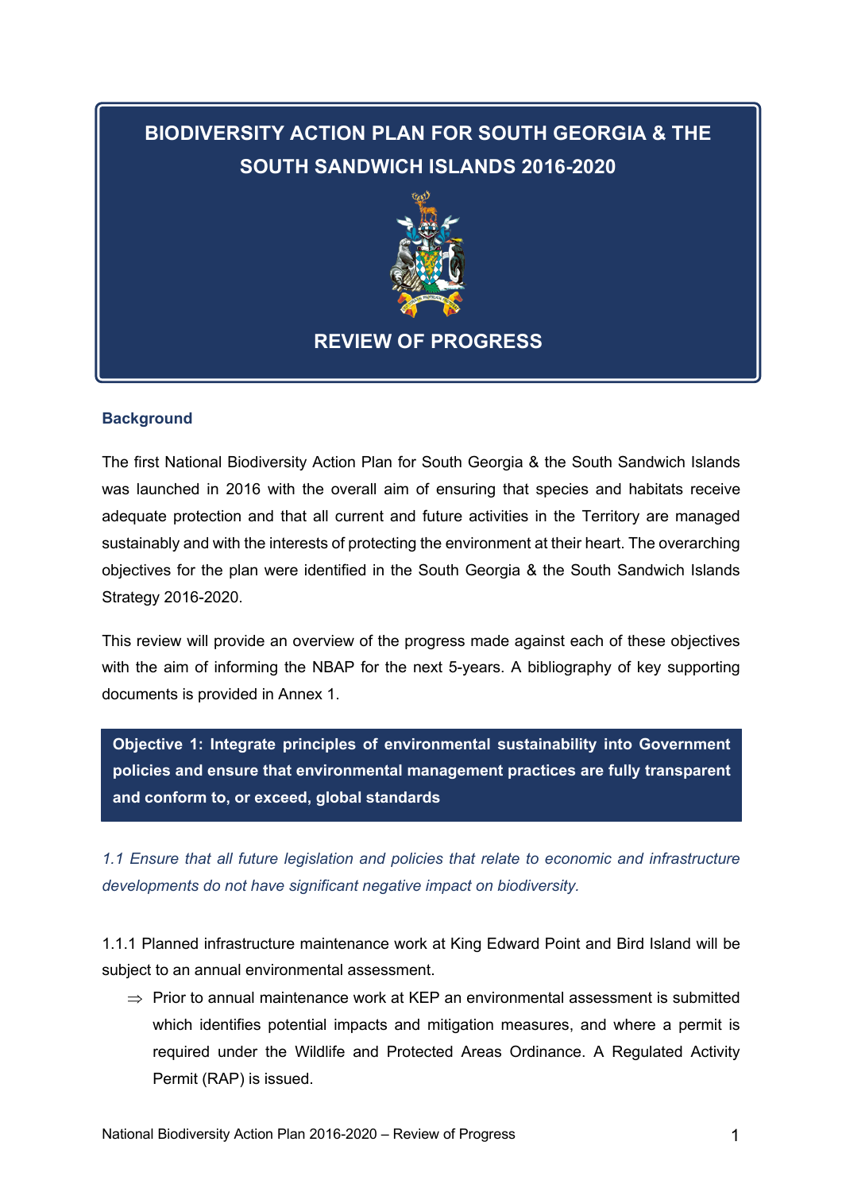# BIODIVERSITY ACTION PLAN FOR SOUTH GEORGIA & THE SOUTH SANDWICH ISLANDS 2016-2020

## REVIEW OF PROGRESS

### Background

The first National Biodiversity Action Plan for South Georgia & the South Sandwich Islands was launched in 2016 with the overall aim of ensuring that species and habitats receive adequate protection and that all current and future activities in the Territory are managed sustainably and with the interests of protecting the environment at their heart. The overarching objectives for the plan were identified in the South Georgia & the South Sandwich Islands Strategy 2016-2020.

This review will provide an overview of the progress made against each of these objectives with the aim of informing the NBAP for the next 5-years. A bibliography of key supporting documents is provided in Annex 1.

## Objective 1: Integrate principles of environmental sustainability into Government policies and ensure that environmental management practices are fully transparent and conform to, or exceed, global standards

*1.1 Ensure that all future legislation and policies that relate to economic and infrastructure developments do not have significant negative impact on biodiversity.*

1.1.1 Planned infrastructure maintenance work at King Edward Point and Bird Island will be subject to an annual environmental assessment.

- ⇒ Prior to annual maintenance work at KEP an environmental assessment is submitted which identifies potential impacts and mitigation measures, and where a permit is required under the Wildlife and Protected Areas Ordinance. A Regulated Activity Permit (RAP) is issued.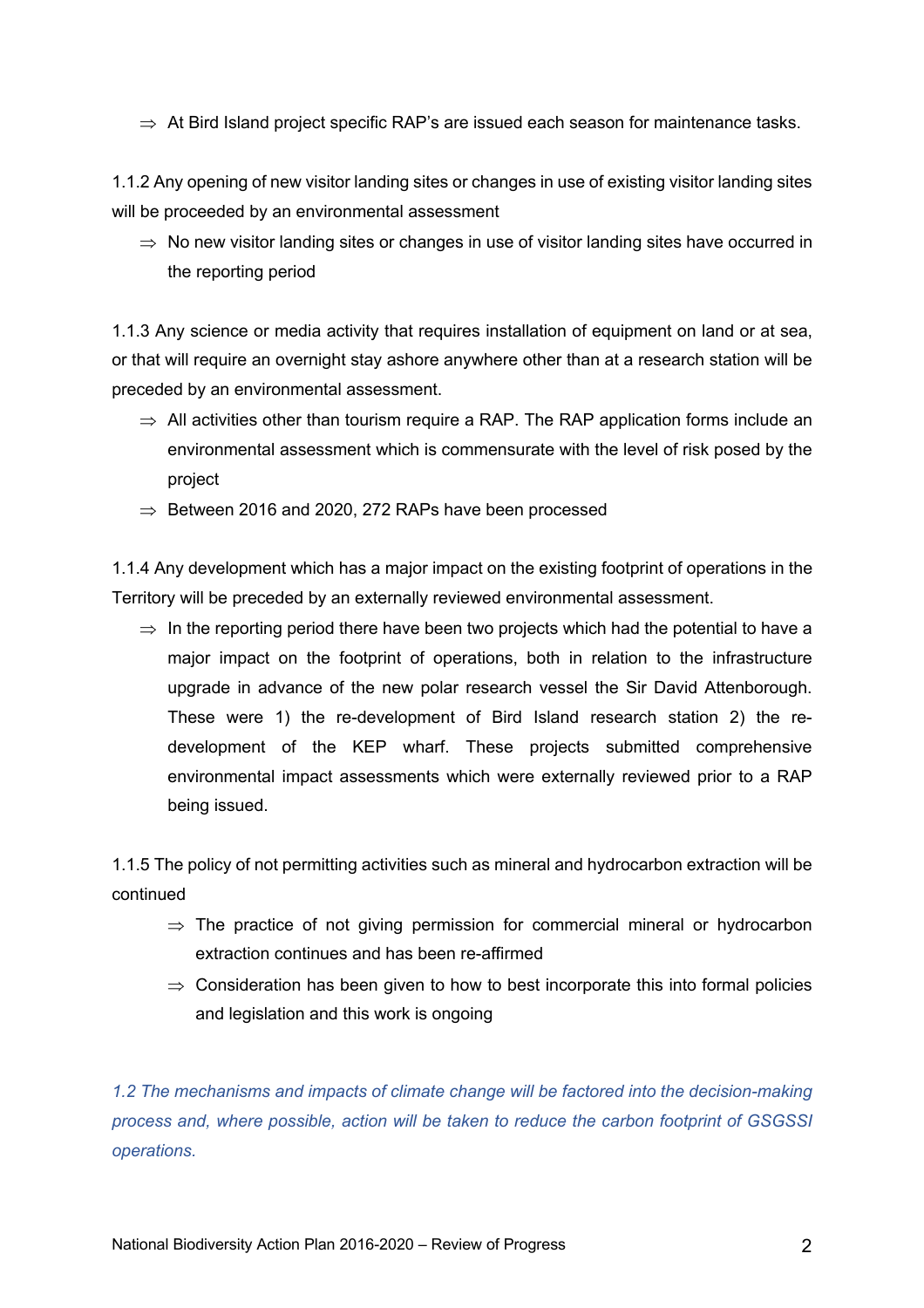- ⇒ At Bird Island project specific RAP's are issued each season for maintenance tasks.

1.1.2 Any opening of new visitor landing sites or changes in use of existing visitor landing sites will be proceeded by an environmental assessment

- ⇒ No new visitor landing sites or changes in use of visitor landing sites have occurred in the reporting period

1.1.3 Any science or media activity that requires installation of equipment on land or at sea, or that will require an overnight stay ashore anywhere other than at a research station will be preceded by an environmental assessment.

- ⇒ All activities other than tourism require a RAP. The RAP application forms include an environmental assessment which is commensurate with the level of risk posed by the project
- ⇒ Between 2016 and 2020, 272 RAPs have been processed

1.1.4 Any development which has a major impact on the existing footprint of operations in the Territory will be preceded by an externally reviewed environmental assessment.

- ⇒ In the reporting period there have been two projects which had the potential to have a major impact on the footprint of operations, both in relation to the infrastructure upgrade in advance of the new polar research vessel the Sir David Attenborough. These were 1) the re-development of Bird Island research station 2) the re-development of the KEP wharf. These projects submitted comprehensive environmental impact assessments which were externally reviewed prior to a RAP being issued.

1.1.5 The policy of not permitting activities such as mineral and hydrocarbon extraction will be continued

- ⇒ The practice of not giving permission for commercial mineral or hydrocarbon extraction continues and has been re-affirmed
- ⇒ Consideration has been given to how to best incorporate this into formal policies and legislation and this work is ongoing

*1.2 The mechanisms and impacts of climate change will be factored into the decision-making process and, where possible, action will be taken to reduce the carbon footprint of GSGSSI operations.*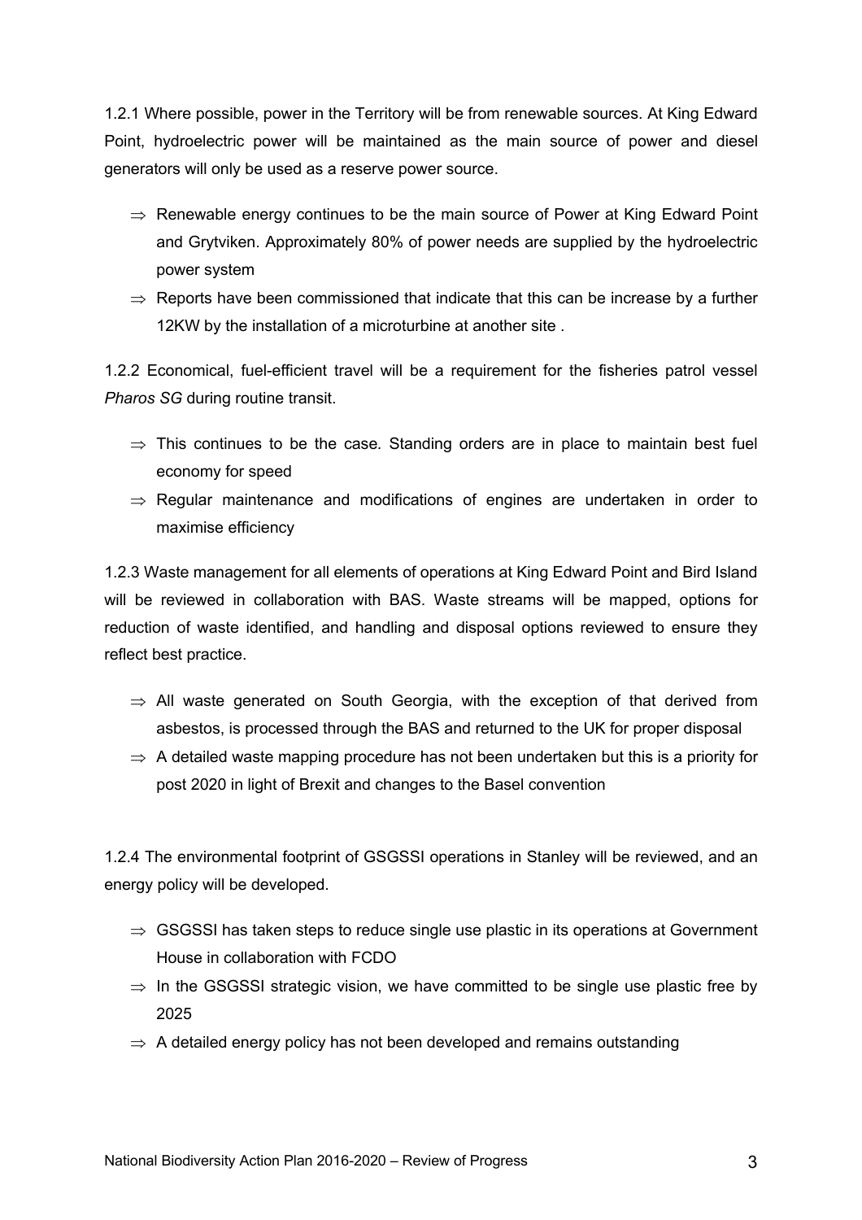1.2.1 Where possible, power in the Territory will be from renewable sources. At King Edward Point, hydroelectric power will be maintained as the main source of power and diesel generators will only be used as a reserve power source.

- ⇒ Renewable energy continues to be the main source of Power at King Edward Point and Grytviken. Approximately 80% of power needs are supplied by the hydroelectric power system
- ⇒ Reports have been commissioned that indicate that this can be increase by a further 12KW by the installation of a microturbine at another site .

1.2.2 Economical, fuel-efficient travel will be a requirement for the fisheries patrol vessel *Pharos SG* during routine transit.

- ⇒ This continues to be the case. Standing orders are in place to maintain best fuel economy for speed
- ⇒ Regular maintenance and modifications of engines are undertaken in order to maximise efficiency

1.2.3 Waste management for all elements of operations at King Edward Point and Bird Island will be reviewed in collaboration with BAS. Waste streams will be mapped, options for reduction of waste identified, and handling and disposal options reviewed to ensure they reflect best practice.

- ⇒ All waste generated on South Georgia, with the exception of that derived from asbestos, is processed through the BAS and returned to the UK for proper disposal
- ⇒ A detailed waste mapping procedure has not been undertaken but this is a priority for post 2020 in light of Brexit and changes to the Basel convention

1.2.4 The environmental footprint of GSGSSI operations in Stanley will be reviewed, and an energy policy will be developed.

- ⇒ GSGSSI has taken steps to reduce single use plastic in its operations at Government House in collaboration with FCDO
- ⇒ In the GSGSSI strategic vision, we have committed to be single use plastic free by 2025
- ⇒ A detailed energy policy has not been developed and remains outstanding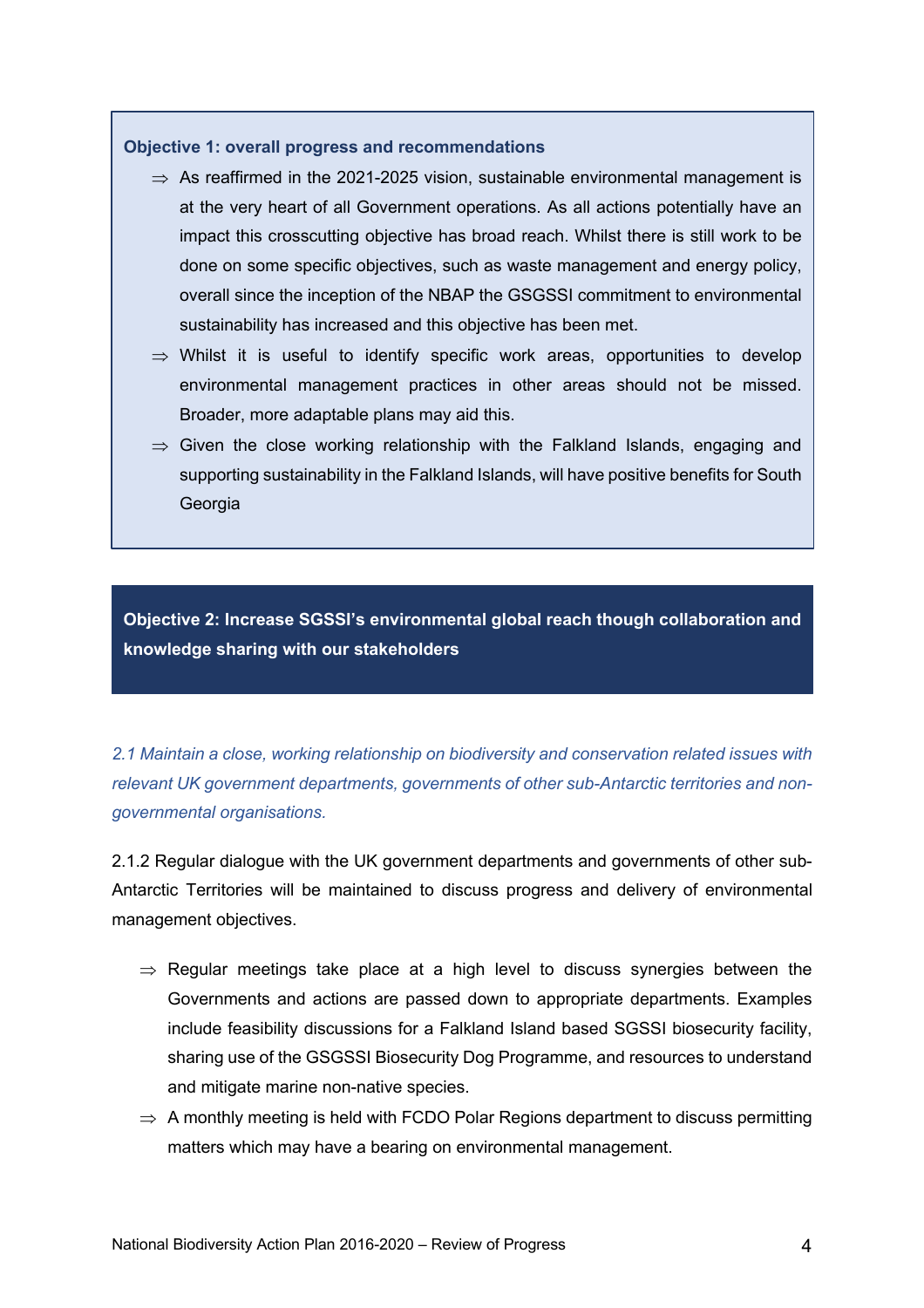**Objective 1: overall progress and recommendations**

- ⇒ As reaffirmed in the 2021-2025 vision, sustainable environmental management is at the very heart of all Government operations. As all actions potentially have an impact this crosscutting objective has broad reach. Whilst there is still work to be done on some specific objectives, such as waste management and energy policy, overall since the inception of the NBAP the GSGSSI commitment to environmental sustainability has increased and this objective has been met.
- ⇒ Whilst it is useful to identify specific work areas, opportunities to develop environmental management practices in other areas should not be missed. Broader, more adaptable plans may aid this.
- ⇒ Given the close working relationship with the Falkland Islands, engaging and supporting sustainability in the Falkland Islands, will have positive benefits for South Georgia

## Objective 2: Increase SGSSI's environmental global reach though collaboration and knowledge sharing with our stakeholders

*2.1 Maintain a close, working relationship on biodiversity and conservation related issues with relevant UK government departments, governments of other sub-Antarctic territories and non-governmental organisations.*

2.1.2 Regular dialogue with the UK government departments and governments of other sub-Antarctic Territories will be maintained to discuss progress and delivery of environmental management objectives.

- ⇒ Regular meetings take place at a high level to discuss synergies between the Governments and actions are passed down to appropriate departments. Examples include feasibility discussions for a Falkland Island based SGSSI biosecurity facility, sharing use of the GSGSSI Biosecurity Dog Programme, and resources to understand and mitigate marine non-native species.
- ⇒ A monthly meeting is held with FCDO Polar Regions department to discuss permitting matters which may have a bearing on environmental management.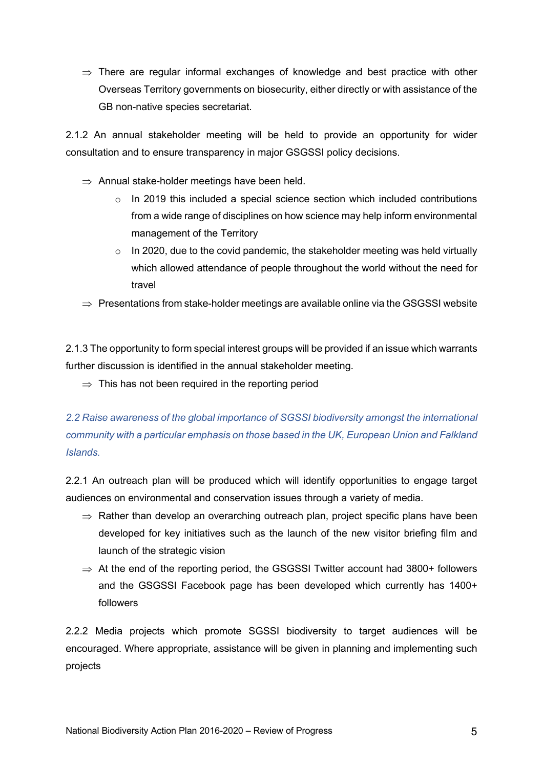- ⇒ There are regular informal exchanges of knowledge and best practice with other Overseas Territory governments on biosecurity, either directly or with assistance of the GB non-native species secretariat.

2.1.2 An annual stakeholder meeting will be held to provide an opportunity for wider consultation and to ensure transparency in major GSGSSI policy decisions.

- ⇒ Annual stake-holder meetings have been held.
  - In 2019 this included a special science section which included contributions from a wide range of disciplines on how science may help inform environmental management of the Territory
  - In 2020, due to the covid pandemic, the stakeholder meeting was held virtually which allowed attendance of people throughout the world without the need for travel
- ⇒ Presentations from stake-holder meetings are available online via the GSGSSI website

2.1.3 The opportunity to form special interest groups will be provided if an issue which warrants further discussion is identified in the annual stakeholder meeting.

- ⇒ This has not been required in the reporting period

*2.2 Raise awareness of the global importance of SGSSI biodiversity amongst the international community with a particular emphasis on those based in the UK, European Union and Falkland Islands.*

2.2.1 An outreach plan will be produced which will identify opportunities to engage target audiences on environmental and conservation issues through a variety of media.

- ⇒ Rather than develop an overarching outreach plan, project specific plans have been developed for key initiatives such as the launch of the new visitor briefing film and launch of the strategic vision
- ⇒ At the end of the reporting period, the GSGSSI Twitter account had 3800+ followers and the GSGSSI Facebook page has been developed which currently has 1400+ followers

2.2.2 Media projects which promote SGSSI biodiversity to target audiences will be encouraged. Where appropriate, assistance will be given in planning and implementing such projects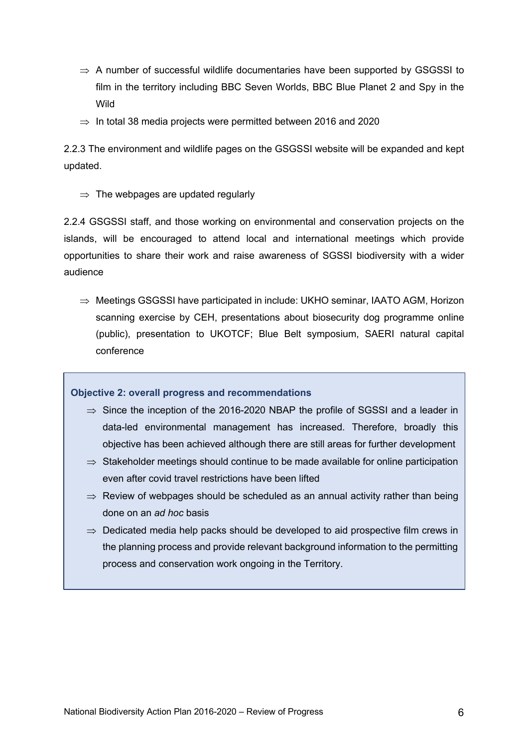- ⇒ A number of successful wildlife documentaries have been supported by GSGSSI to film in the territory including BBC Seven Worlds, BBC Blue Planet 2 and Spy in the Wild
- ⇒ In total 38 media projects were permitted between 2016 and 2020

2.2.3 The environment and wildlife pages on the GSGSSI website will be expanded and kept updated.

- ⇒ The webpages are updated regularly

2.2.4 GSGSSI staff, and those working on environmental and conservation projects on the islands, will be encouraged to attend local and international meetings which provide opportunities to share their work and raise awareness of SGSSI biodiversity with a wider audience

- ⇒ Meetings GSGSSI have participated in include: UKHO seminar, IAATO AGM, Horizon scanning exercise by CEH, presentations about biosecurity dog programme online (public), presentation to UKOTCF; Blue Belt symposium, SAERI natural capital conference

**Objective 2: overall progress and recommendations**

- ⇒ Since the inception of the 2016-2020 NBAP the profile of SGSSI and a leader in data-led environmental management has increased. Therefore, broadly this objective has been achieved although there are still areas for further development
- ⇒ Stakeholder meetings should continue to be made available for online participation even after covid travel restrictions have been lifted
- ⇒ Review of webpages should be scheduled as an annual activity rather than being done on an *ad hoc* basis
- ⇒ Dedicated media help packs should be developed to aid prospective film crews in the planning process and provide relevant background information to the permitting process and conservation work ongoing in the Territory.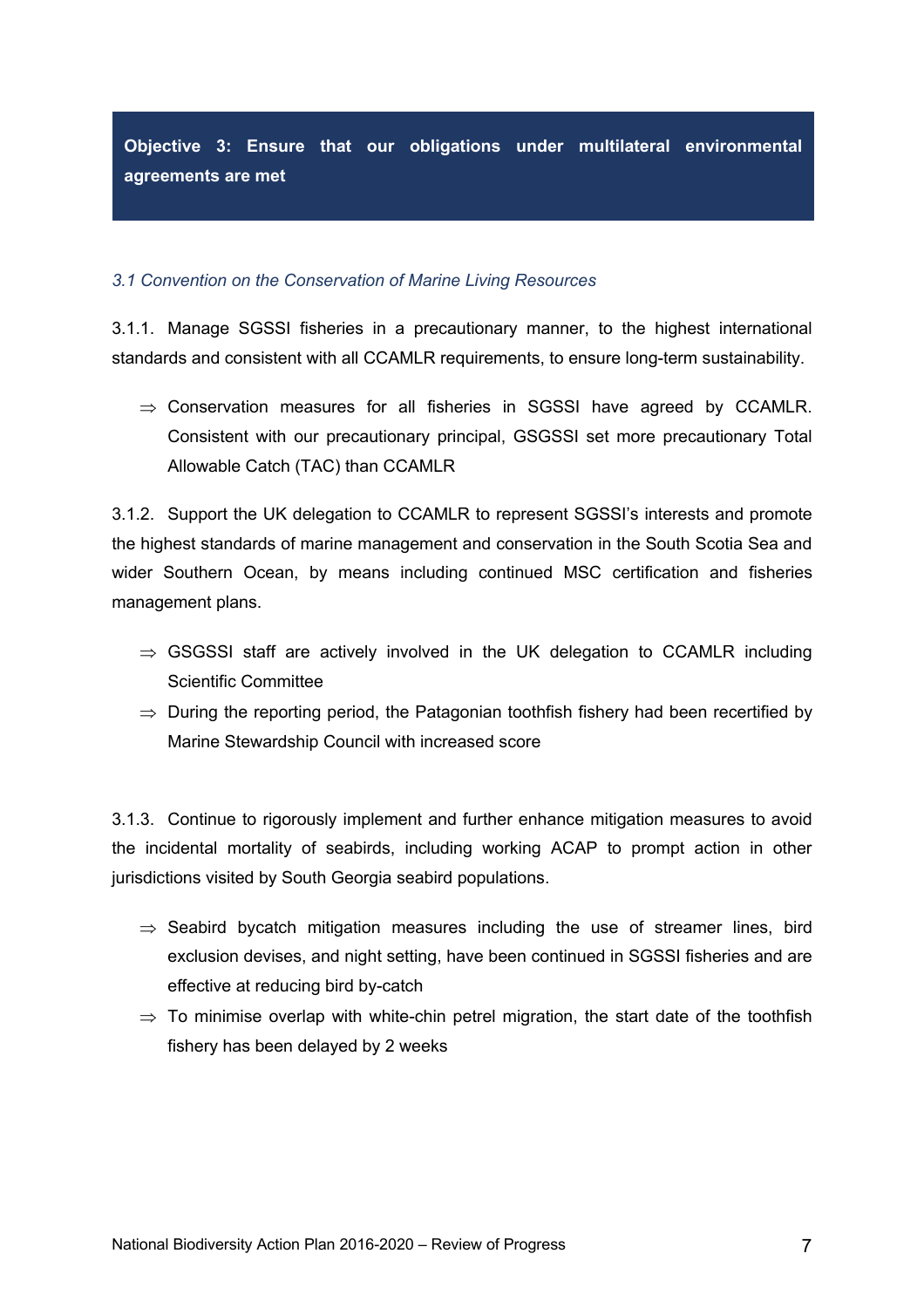## Objective 3: Ensure that our obligations under multilateral environmental agreements are met

### *3.1 Convention on the Conservation of Marine Living Resources*

3.1.1. Manage SGSSI fisheries in a precautionary manner, to the highest international standards and consistent with all CCAMLR requirements, to ensure long-term sustainability.

- ⇒ Conservation measures for all fisheries in SGSSI have agreed by CCAMLR. Consistent with our precautionary principal, GSGSSI set more precautionary Total Allowable Catch (TAC) than CCAMLR

3.1.2. Support the UK delegation to CCAMLR to represent SGSSI's interests and promote the highest standards of marine management and conservation in the South Scotia Sea and wider Southern Ocean, by means including continued MSC certification and fisheries management plans.

- ⇒ GSGSSI staff are actively involved in the UK delegation to CCAMLR including Scientific Committee
- ⇒ During the reporting period, the Patagonian toothfish fishery had been recertified by Marine Stewardship Council with increased score

3.1.3. Continue to rigorously implement and further enhance mitigation measures to avoid the incidental mortality of seabirds, including working ACAP to prompt action in other jurisdictions visited by South Georgia seabird populations.

- ⇒ Seabird bycatch mitigation measures including the use of streamer lines, bird exclusion devises, and night setting, have been continued in SGSSI fisheries and are effective at reducing bird by-catch
- ⇒ To minimise overlap with white-chin petrel migration, the start date of the toothfish fishery has been delayed by 2 weeks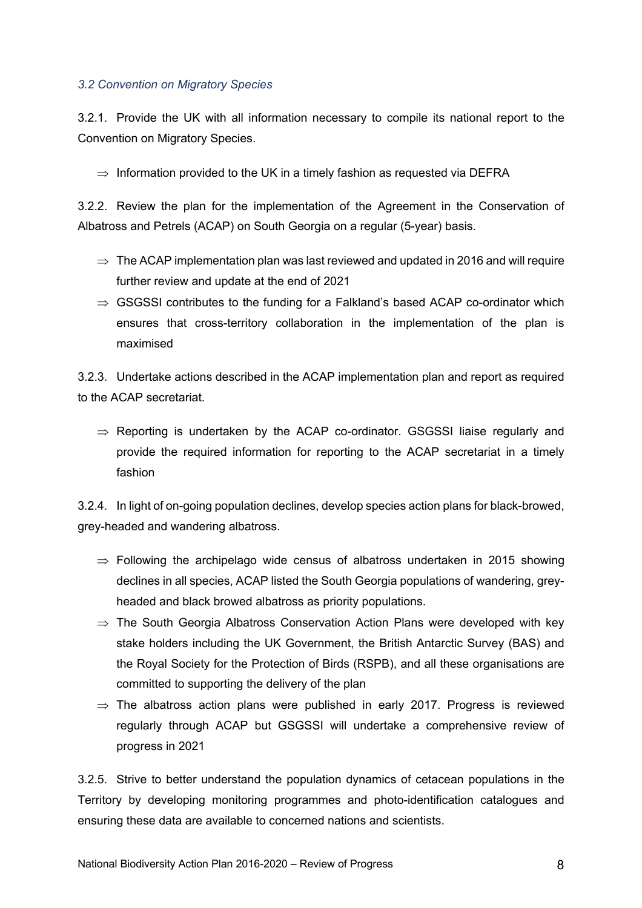### *3.2 Convention on Migratory Species*

3.2.1. Provide the UK with all information necessary to compile its national report to the Convention on Migratory Species.

- ⇒ Information provided to the UK in a timely fashion as requested via DEFRA

3.2.2. Review the plan for the implementation of the Agreement in the Conservation of Albatross and Petrels (ACAP) on South Georgia on a regular (5-year) basis.

- ⇒ The ACAP implementation plan was last reviewed and updated in 2016 and will require further review and update at the end of 2021
- ⇒ GSGSSI contributes to the funding for a Falkland's based ACAP co-ordinator which ensures that cross-territory collaboration in the implementation of the plan is maximised

3.2.3. Undertake actions described in the ACAP implementation plan and report as required to the ACAP secretariat.

- ⇒ Reporting is undertaken by the ACAP co-ordinator. GSGSSI liaise regularly and provide the required information for reporting to the ACAP secretariat in a timely fashion

3.2.4. In light of on-going population declines, develop species action plans for black-browed, grey-headed and wandering albatross.

- ⇒ Following the archipelago wide census of albatross undertaken in 2015 showing declines in all species, ACAP listed the South Georgia populations of wandering, grey-headed and black browed albatross as priority populations.
- ⇒ The South Georgia Albatross Conservation Action Plans were developed with key stake holders including the UK Government, the British Antarctic Survey (BAS) and the Royal Society for the Protection of Birds (RSPB), and all these organisations are committed to supporting the delivery of the plan
- ⇒ The albatross action plans were published in early 2017. Progress is reviewed regularly through ACAP but GSGSSI will undertake a comprehensive review of progress in 2021

3.2.5. Strive to better understand the population dynamics of cetacean populations in the Territory by developing monitoring programmes and photo-identification catalogues and ensuring these data are available to concerned nations and scientists.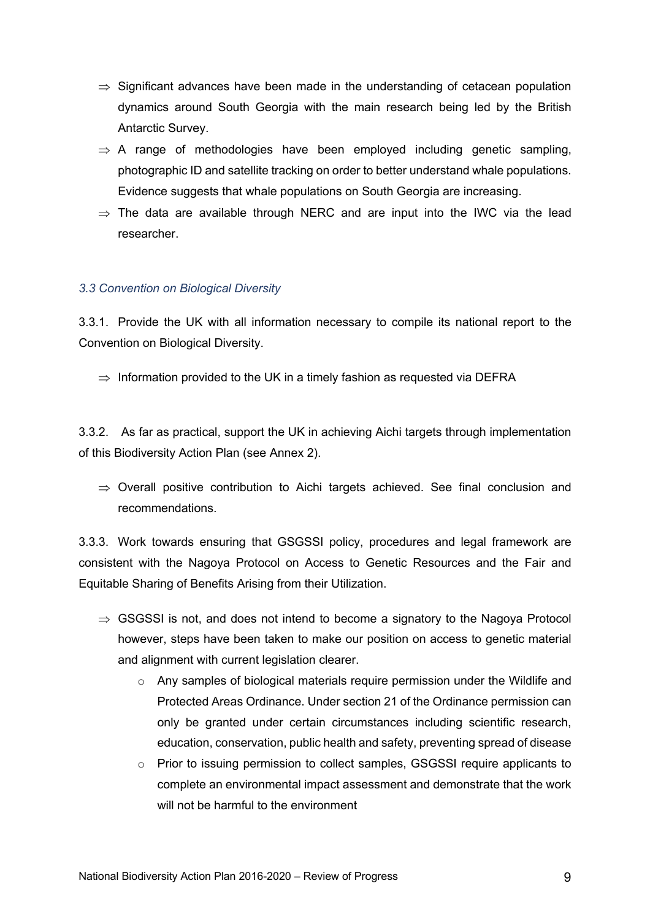- ⇒ Significant advances have been made in the understanding of cetacean population dynamics around South Georgia with the main research being led by the British Antarctic Survey.
- ⇒ A range of methodologies have been employed including genetic sampling, photographic ID and satellite tracking on order to better understand whale populations. Evidence suggests that whale populations on South Georgia are increasing.
- ⇒ The data are available through NERC and are input into the IWC via the lead researcher.

### *3.3 Convention on Biological Diversity*

3.3.1. Provide the UK with all information necessary to compile its national report to the Convention on Biological Diversity.

- ⇒ Information provided to the UK in a timely fashion as requested via DEFRA

3.3.2. As far as practical, support the UK in achieving Aichi targets through implementation of this Biodiversity Action Plan (see Annex 2).

- ⇒ Overall positive contribution to Aichi targets achieved. See final conclusion and recommendations.

3.3.3. Work towards ensuring that GSGSSI policy, procedures and legal framework are consistent with the Nagoya Protocol on Access to Genetic Resources and the Fair and Equitable Sharing of Benefits Arising from their Utilization.

- ⇒ GSGSSI is not, and does not intend to become a signatory to the Nagoya Protocol however, steps have been taken to make our position on access to genetic material and alignment with current legislation clearer.
  - Any samples of biological materials require permission under the Wildlife and Protected Areas Ordinance. Under section 21 of the Ordinance permission can only be granted under certain circumstances including scientific research, education, conservation, public health and safety, preventing spread of disease
  - Prior to issuing permission to collect samples, GSGSSI require applicants to complete an environmental impact assessment and demonstrate that the work will not be harmful to the environment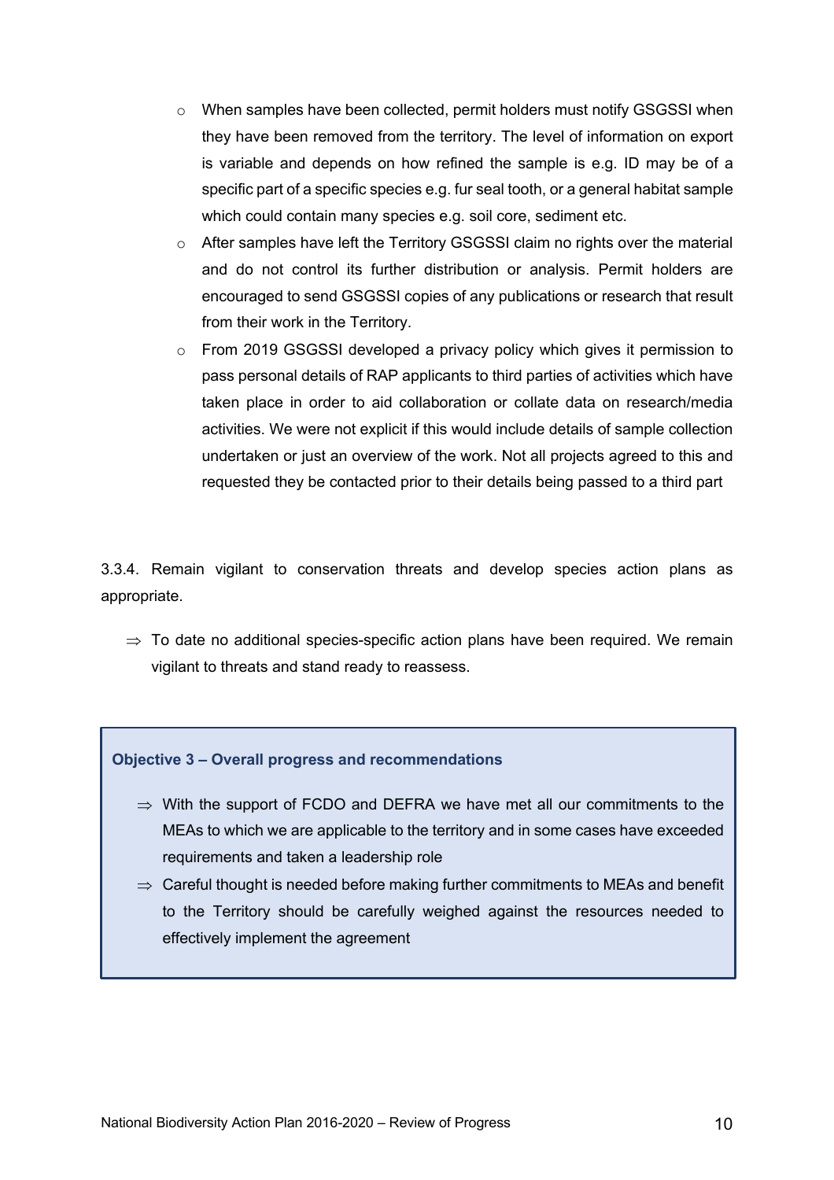- When samples have been collected, permit holders must notify GSGSSI when they have been removed from the territory. The level of information on export is variable and depends on how refined the sample is e.g. ID may be of a specific part of a specific species e.g. fur seal tooth, or a general habitat sample which could contain many species e.g. soil core, sediment etc.
- After samples have left the Territory GSGSSI claim no rights over the material and do not control its further distribution or analysis. Permit holders are encouraged to send GSGSSI copies of any publications or research that result from their work in the Territory.
- From 2019 GSGSSI developed a privacy policy which gives it permission to pass personal details of RAP applicants to third parties of activities which have taken place in order to aid collaboration or collate data on research/media activities. We were not explicit if this would include details of sample collection undertaken or just an overview of the work. Not all projects agreed to this and requested they be contacted prior to their details being passed to a third part

3.3.4. Remain vigilant to conservation threats and develop species action plans as appropriate.

⇒ To date no additional species-specific action plans have been required. We remain vigilant to threats and stand ready to reassess.

**Objective 3 – Overall progress and recommendations**

⇒ With the support of FCDO and DEFRA we have met all our commitments to the MEAs to which we are applicable to the territory and in some cases have exceeded requirements and taken a leadership role

⇒ Careful thought is needed before making further commitments to MEAs and benefit to the Territory should be carefully weighed against the resources needed to effectively implement the agreement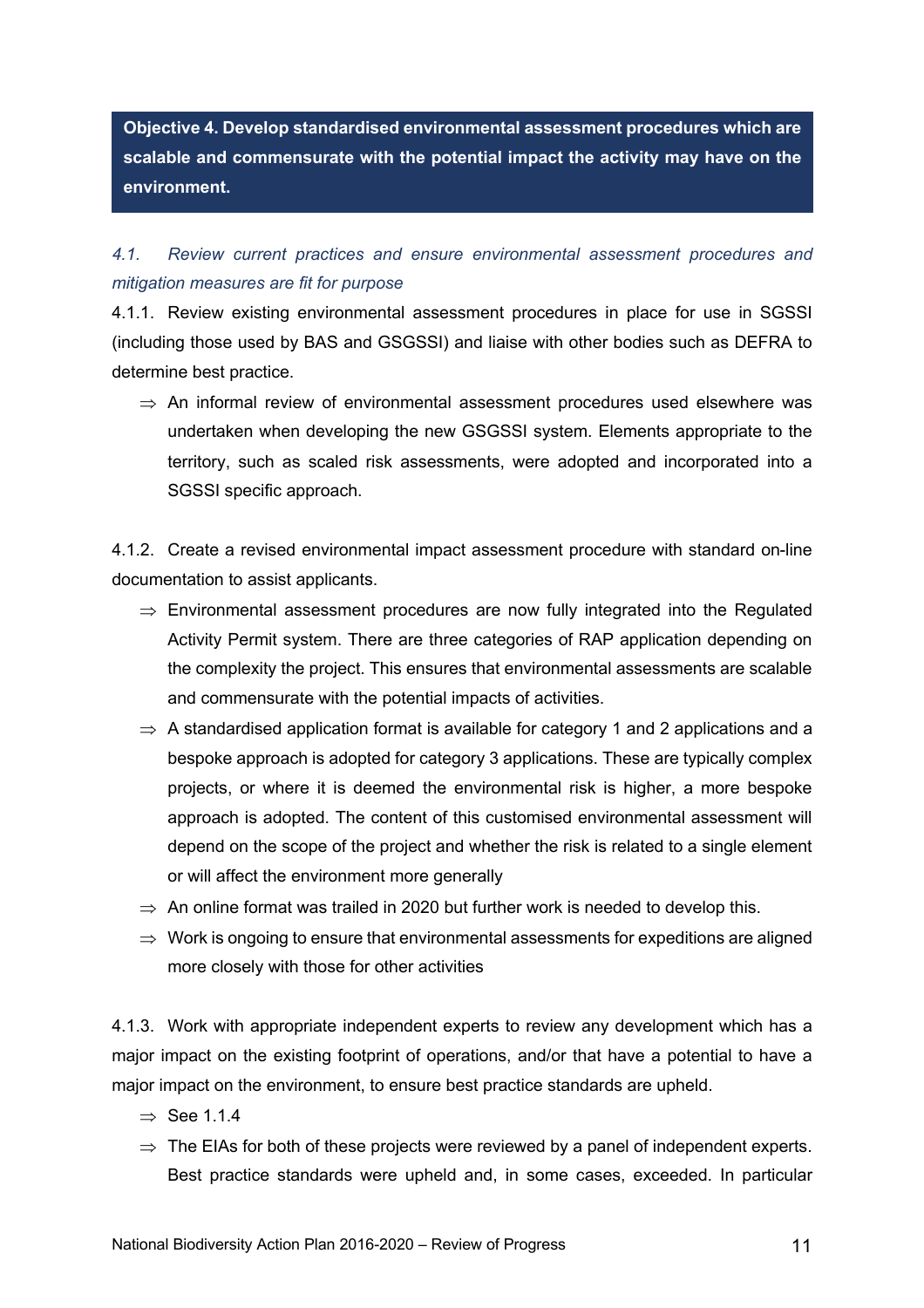**Objective 4. Develop standardised environmental assessment procedures which are scalable and commensurate with the potential impact the activity may have on the environment.**

*4.1. Review current practices and ensure environmental assessment procedures and mitigation measures are fit for purpose*

4.1.1. Review existing environmental assessment procedures in place for use in SGSSI (including those used by BAS and GSGSSI) and liaise with other bodies such as DEFRA to determine best practice.

- ⇒ An informal review of environmental assessment procedures used elsewhere was undertaken when developing the new GSGSSI system. Elements appropriate to the territory, such as scaled risk assessments, were adopted and incorporated into a SGSSI specific approach.

4.1.2. Create a revised environmental impact assessment procedure with standard on-line documentation to assist applicants.

- ⇒ Environmental assessment procedures are now fully integrated into the Regulated Activity Permit system. There are three categories of RAP application depending on the complexity the project. This ensures that environmental assessments are scalable and commensurate with the potential impacts of activities.
- ⇒ A standardised application format is available for category 1 and 2 applications and a bespoke approach is adopted for category 3 applications. These are typically complex projects, or where it is deemed the environmental risk is higher, a more bespoke approach is adopted. The content of this customised environmental assessment will depend on the scope of the project and whether the risk is related to a single element or will affect the environment more generally
- ⇒ An online format was trailed in 2020 but further work is needed to develop this.
- ⇒ Work is ongoing to ensure that environmental assessments for expeditions are aligned more closely with those for other activities

4.1.3. Work with appropriate independent experts to review any development which has a major impact on the existing footprint of operations, and/or that have a potential to have a major impact on the environment, to ensure best practice standards are upheld.

- ⇒ See 1.1.4
- ⇒ The EIAs for both of these projects were reviewed by a panel of independent experts. Best practice standards were upheld and, in some cases, exceeded. In particular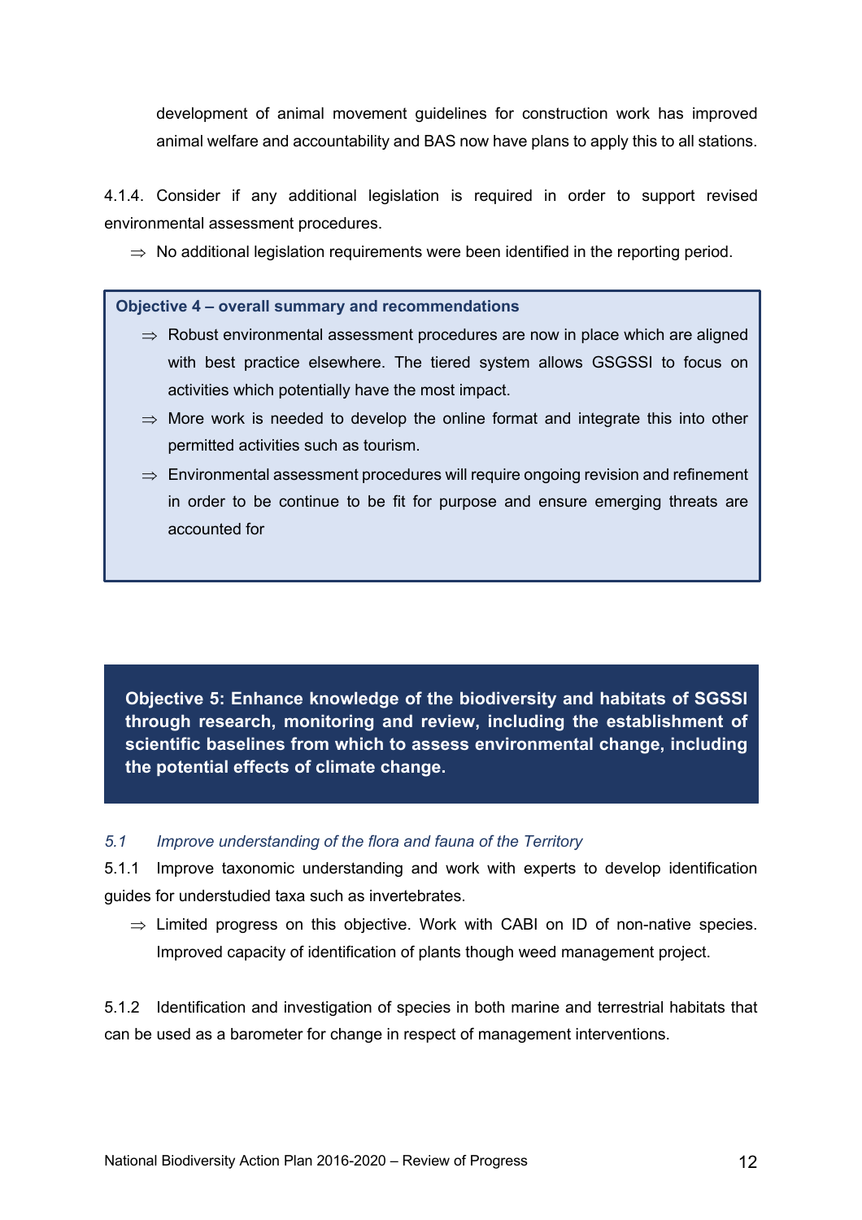development of animal movement guidelines for construction work has improved animal welfare and accountability and BAS now have plans to apply this to all stations.

4.1.4. Consider if any additional legislation is required in order to support revised environmental assessment procedures.

- ⇒ No additional legislation requirements were been identified in the reporting period.

**Objective 4 – overall summary and recommendations**

- ⇒ Robust environmental assessment procedures are now in place which are aligned with best practice elsewhere. The tiered system allows GSGSSI to focus on activities which potentially have the most impact.
- ⇒ More work is needed to develop the online format and integrate this into other permitted activities such as tourism.
- ⇒ Environmental assessment procedures will require ongoing revision and refinement in order to be continue to be fit for purpose and ensure emerging threats are accounted for

## Objective 5: Enhance knowledge of the biodiversity and habitats of SGSSI through research, monitoring and review, including the establishment of scientific baselines from which to assess environmental change, including the potential effects of climate change.

### *5.1 Improve understanding of the flora and fauna of the Territory*

5.1.1 Improve taxonomic understanding and work with experts to develop identification guides for understudied taxa such as invertebrates.

- ⇒ Limited progress on this objective. Work with CABI on ID of non-native species. Improved capacity of identification of plants though weed management project.

5.1.2 Identification and investigation of species in both marine and terrestrial habitats that can be used as a barometer for change in respect of management interventions.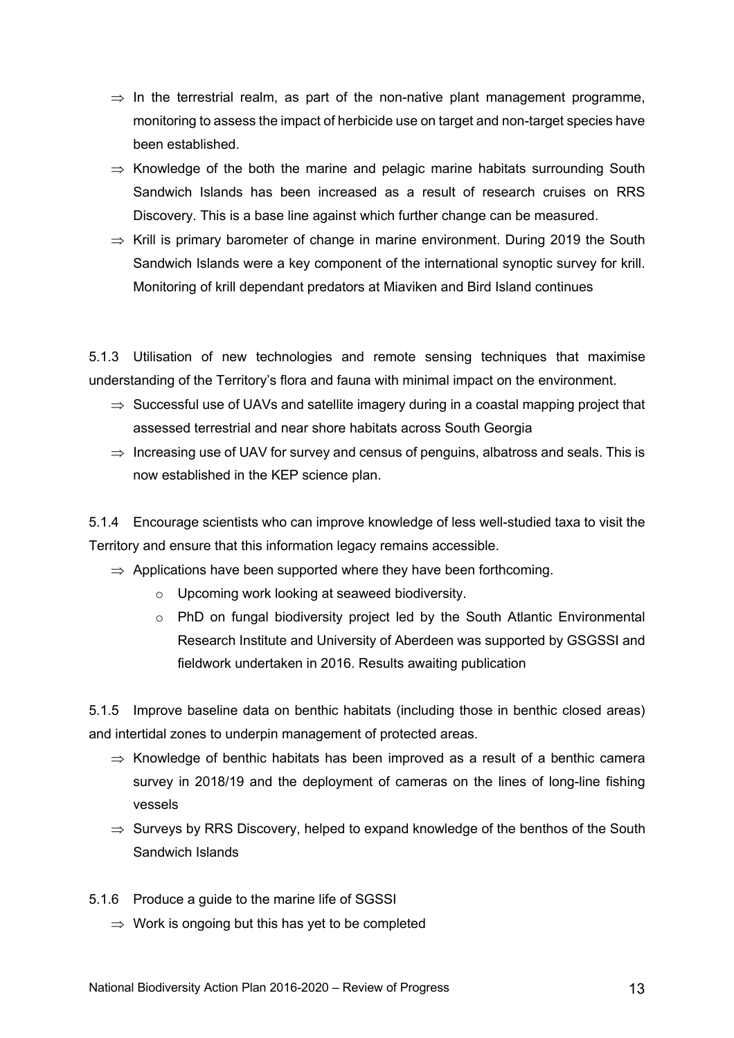- ⇒ In the terrestrial realm, as part of the non-native plant management programme, monitoring to assess the impact of herbicide use on target and non-target species have been established.
- ⇒ Knowledge of the both the marine and pelagic marine habitats surrounding South Sandwich Islands has been increased as a result of research cruises on RRS Discovery. This is a base line against which further change can be measured.
- ⇒ Krill is primary barometer of change in marine environment. During 2019 the South Sandwich Islands were a key component of the international synoptic survey for krill. Monitoring of krill dependant predators at Miaviken and Bird Island continues

5.1.3 Utilisation of new technologies and remote sensing techniques that maximise understanding of the Territory's flora and fauna with minimal impact on the environment.

- ⇒ Successful use of UAVs and satellite imagery during in a coastal mapping project that assessed terrestrial and near shore habitats across South Georgia
- ⇒ Increasing use of UAV for survey and census of penguins, albatross and seals. This is now established in the KEP science plan.

5.1.4 Encourage scientists who can improve knowledge of less well-studied taxa to visit the Territory and ensure that this information legacy remains accessible.

- ⇒ Applications have been supported where they have been forthcoming.
  - Upcoming work looking at seaweed biodiversity.
  - PhD on fungal biodiversity project led by the South Atlantic Environmental Research Institute and University of Aberdeen was supported by GSGSSI and fieldwork undertaken in 2016. Results awaiting publication

5.1.5 Improve baseline data on benthic habitats (including those in benthic closed areas) and intertidal zones to underpin management of protected areas.

- ⇒ Knowledge of benthic habitats has been improved as a result of a benthic camera survey in 2018/19 and the deployment of cameras on the lines of long-line fishing vessels
- ⇒ Surveys by RRS Discovery, helped to expand knowledge of the benthos of the South Sandwich Islands

5.1.6 Produce a guide to the marine life of SGSSI

- ⇒ Work is ongoing but this has yet to be completed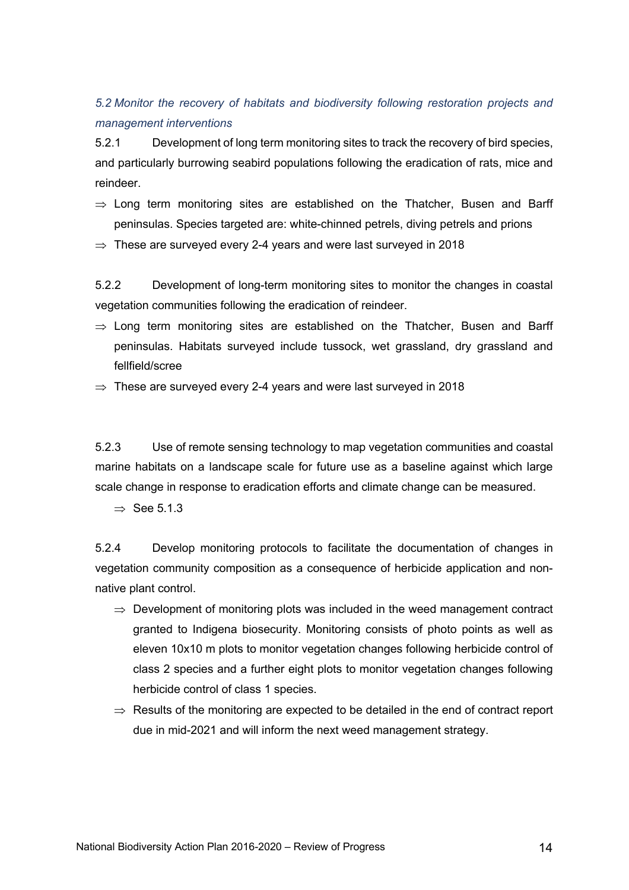### *5.2 Monitor the recovery of habitats and biodiversity following restoration projects and management interventions*

5.2.1 Development of long term monitoring sites to track the recovery of bird species, and particularly burrowing seabird populations following the eradication of rats, mice and reindeer.

- ⇒ Long term monitoring sites are established on the Thatcher, Busen and Barff peninsulas. Species targeted are: white-chinned petrels, diving petrels and prions
- ⇒ These are surveyed every 2-4 years and were last surveyed in 2018

5.2.2 Development of long-term monitoring sites to monitor the changes in coastal vegetation communities following the eradication of reindeer.

- ⇒ Long term monitoring sites are established on the Thatcher, Busen and Barff peninsulas. Habitats surveyed include tussock, wet grassland, dry grassland and fellfield/scree
- ⇒ These are surveyed every 2-4 years and were last surveyed in 2018

5.2.3 Use of remote sensing technology to map vegetation communities and coastal marine habitats on a landscape scale for future use as a baseline against which large scale change in response to eradication efforts and climate change can be measured.

- ⇒ See 5.1.3

5.2.4 Develop monitoring protocols to facilitate the documentation of changes in vegetation community composition as a consequence of herbicide application and non-native plant control.

- ⇒ Development of monitoring plots was included in the weed management contract granted to Indigena biosecurity. Monitoring consists of photo points as well as eleven 10x10 m plots to monitor vegetation changes following herbicide control of class 2 species and a further eight plots to monitor vegetation changes following herbicide control of class 1 species.
- ⇒ Results of the monitoring are expected to be detailed in the end of contract report due in mid-2021 and will inform the next weed management strategy.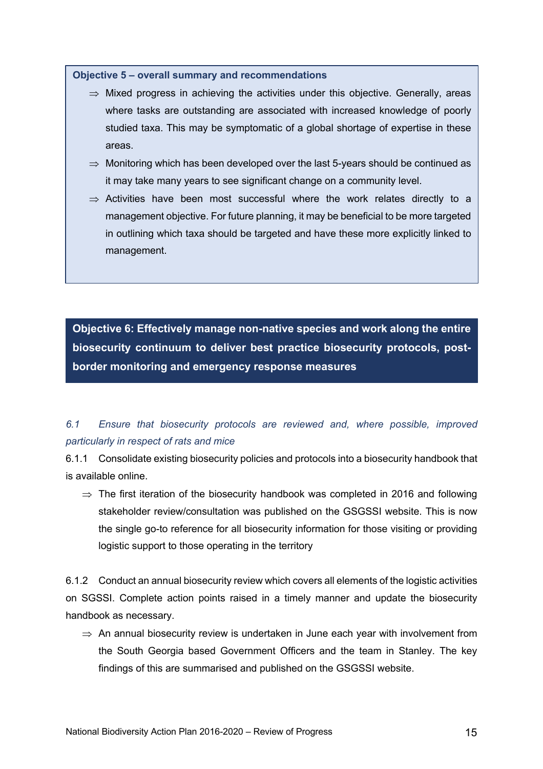**Objective 5 – overall summary and recommendations**

- ⇒ Mixed progress in achieving the activities under this objective. Generally, areas where tasks are outstanding are associated with increased knowledge of poorly studied taxa. This may be symptomatic of a global shortage of expertise in these areas.
- ⇒ Monitoring which has been developed over the last 5-years should be continued as it may take many years to see significant change on a community level.
- ⇒ Activities have been most successful where the work relates directly to a management objective. For future planning, it may be beneficial to be more targeted in outlining which taxa should be targeted and have these more explicitly linked to management.

## Objective 6: Effectively manage non-native species and work along the entire biosecurity continuum to deliver best practice biosecurity protocols, post-border monitoring and emergency response measures

*6.1 Ensure that biosecurity protocols are reviewed and, where possible, improved particularly in respect of rats and mice*

6.1.1 Consolidate existing biosecurity policies and protocols into a biosecurity handbook that is available online.

- ⇒ The first iteration of the biosecurity handbook was completed in 2016 and following stakeholder review/consultation was published on the GSGSSI website. This is now the single go-to reference for all biosecurity information for those visiting or providing logistic support to those operating in the territory

6.1.2 Conduct an annual biosecurity review which covers all elements of the logistic activities on SGSSI. Complete action points raised in a timely manner and update the biosecurity handbook as necessary.

- ⇒ An annual biosecurity review is undertaken in June each year with involvement from the South Georgia based Government Officers and the team in Stanley. The key findings of this are summarised and published on the GSGSSI website.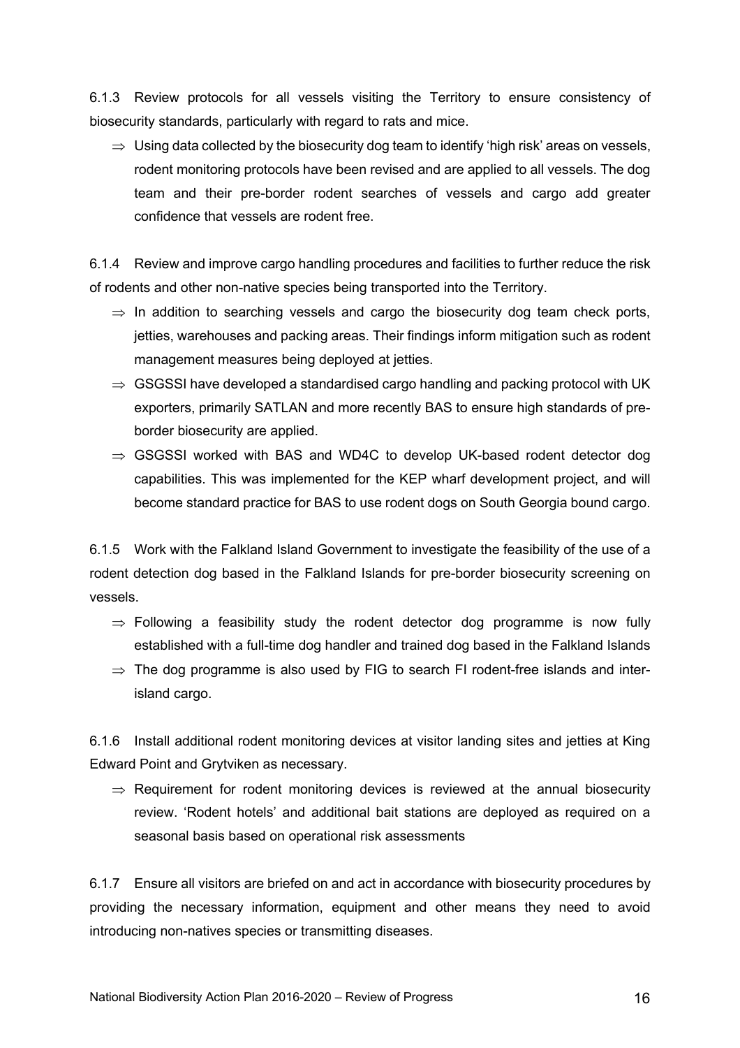6.1.3 Review protocols for all vessels visiting the Territory to ensure consistency of biosecurity standards, particularly with regard to rats and mice.

- ⇒ Using data collected by the biosecurity dog team to identify 'high risk' areas on vessels, rodent monitoring protocols have been revised and are applied to all vessels. The dog team and their pre-border rodent searches of vessels and cargo add greater confidence that vessels are rodent free.

6.1.4 Review and improve cargo handling procedures and facilities to further reduce the risk of rodents and other non-native species being transported into the Territory.

- ⇒ In addition to searching vessels and cargo the biosecurity dog team check ports, jetties, warehouses and packing areas. Their findings inform mitigation such as rodent management measures being deployed at jetties.
- ⇒ GSGSSI have developed a standardised cargo handling and packing protocol with UK exporters, primarily SATLAN and more recently BAS to ensure high standards of pre-border biosecurity are applied.
- ⇒ GSGSSI worked with BAS and WD4C to develop UK-based rodent detector dog capabilities. This was implemented for the KEP wharf development project, and will become standard practice for BAS to use rodent dogs on South Georgia bound cargo.

6.1.5 Work with the Falkland Island Government to investigate the feasibility of the use of a rodent detection dog based in the Falkland Islands for pre-border biosecurity screening on vessels.

- ⇒ Following a feasibility study the rodent detector dog programme is now fully established with a full-time dog handler and trained dog based in the Falkland Islands
- ⇒ The dog programme is also used by FIG to search FI rodent-free islands and inter-island cargo.

6.1.6 Install additional rodent monitoring devices at visitor landing sites and jetties at King Edward Point and Grytviken as necessary.

- ⇒ Requirement for rodent monitoring devices is reviewed at the annual biosecurity review. 'Rodent hotels' and additional bait stations are deployed as required on a seasonal basis based on operational risk assessments

6.1.7 Ensure all visitors are briefed on and act in accordance with biosecurity procedures by providing the necessary information, equipment and other means they need to avoid introducing non-natives species or transmitting diseases.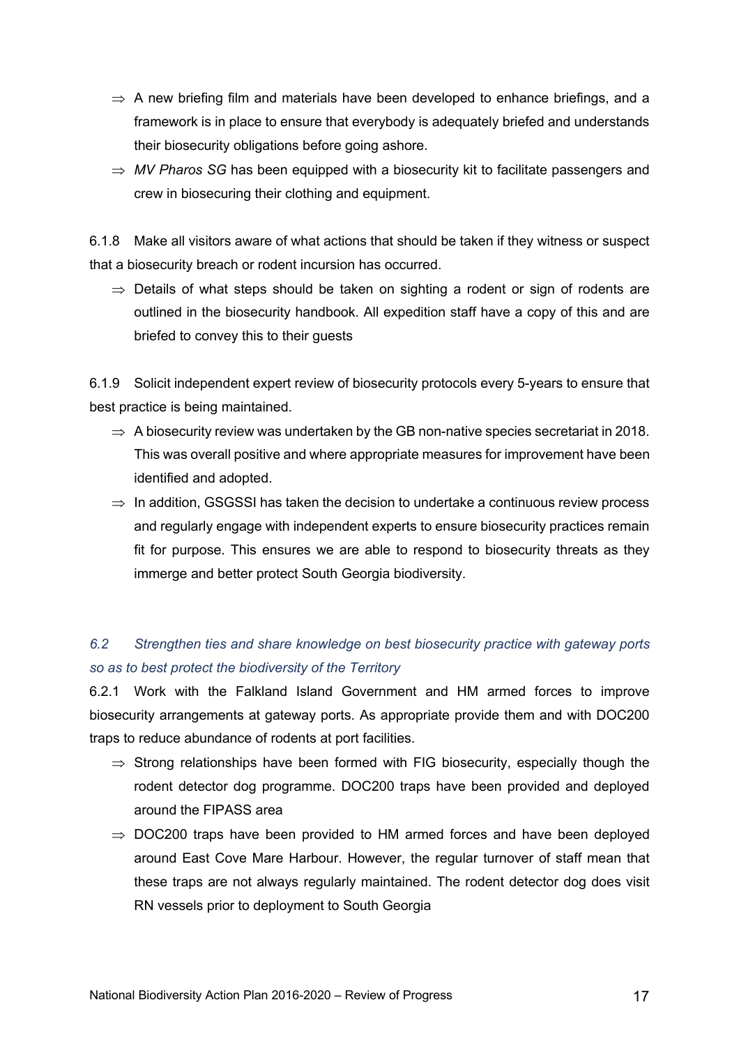- ⇒ A new briefing film and materials have been developed to enhance briefings, and a framework is in place to ensure that everybody is adequately briefed and understands their biosecurity obligations before going ashore.
- ⇒ *MV Pharos SG* has been equipped with a biosecurity kit to facilitate passengers and crew in biosecuring their clothing and equipment.

6.1.8 Make all visitors aware of what actions that should be taken if they witness or suspect that a biosecurity breach or rodent incursion has occurred.

- ⇒ Details of what steps should be taken on sighting a rodent or sign of rodents are outlined in the biosecurity handbook. All expedition staff have a copy of this and are briefed to convey this to their guests

6.1.9 Solicit independent expert review of biosecurity protocols every 5-years to ensure that best practice is being maintained.

- ⇒ A biosecurity review was undertaken by the GB non-native species secretariat in 2018. This was overall positive and where appropriate measures for improvement have been identified and adopted.
- ⇒ In addition, GSGSSI has taken the decision to undertake a continuous review process and regularly engage with independent experts to ensure biosecurity practices remain fit for purpose. This ensures we are able to respond to biosecurity threats as they immerge and better protect South Georgia biodiversity.

### *6.2 Strengthen ties and share knowledge on best biosecurity practice with gateway ports so as to best protect the biodiversity of the Territory*

6.2.1 Work with the Falkland Island Government and HM armed forces to improve biosecurity arrangements at gateway ports. As appropriate provide them and with DOC200 traps to reduce abundance of rodents at port facilities.

- ⇒ Strong relationships have been formed with FIG biosecurity, especially though the rodent detector dog programme. DOC200 traps have been provided and deployed around the FIPASS area
- ⇒ DOC200 traps have been provided to HM armed forces and have been deployed around East Cove Mare Harbour. However, the regular turnover of staff mean that these traps are not always regularly maintained. The rodent detector dog does visit RN vessels prior to deployment to South Georgia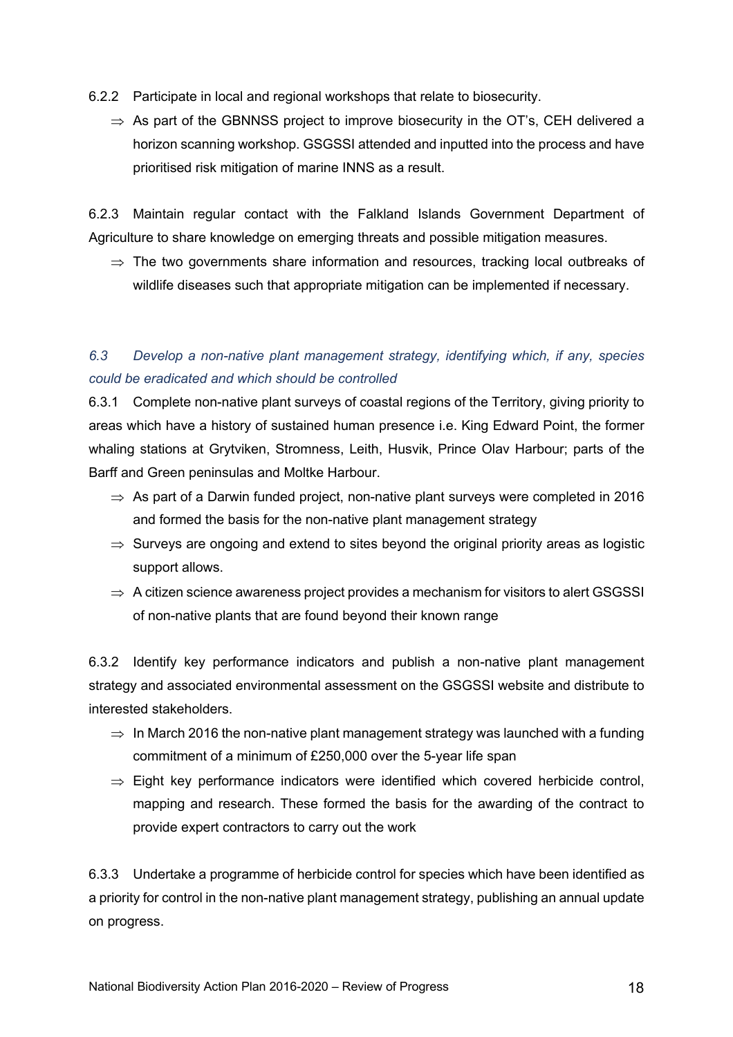6.2.2 Participate in local and regional workshops that relate to biosecurity.

⇒ As part of the GBNNSS project to improve biosecurity in the OT's, CEH delivered a horizon scanning workshop. GSGSSI attended and inputted into the process and have prioritised risk mitigation of marine INNS as a result.

6.2.3 Maintain regular contact with the Falkland Islands Government Department of Agriculture to share knowledge on emerging threats and possible mitigation measures.

⇒ The two governments share information and resources, tracking local outbreaks of wildlife diseases such that appropriate mitigation can be implemented if necessary.

### *6.3 Develop a non-native plant management strategy, identifying which, if any, species could be eradicated and which should be controlled*

6.3.1 Complete non-native plant surveys of coastal regions of the Territory, giving priority to areas which have a history of sustained human presence i.e. King Edward Point, the former whaling stations at Grytviken, Stromness, Leith, Husvik, Prince Olav Harbour; parts of the Barff and Green peninsulas and Moltke Harbour.

⇒ As part of a Darwin funded project, non-native plant surveys were completed in 2016 and formed the basis for the non-native plant management strategy

⇒ Surveys are ongoing and extend to sites beyond the original priority areas as logistic support allows.

⇒ A citizen science awareness project provides a mechanism for visitors to alert GSGSSI of non-native plants that are found beyond their known range

6.3.2 Identify key performance indicators and publish a non-native plant management strategy and associated environmental assessment on the GSGSSI website and distribute to interested stakeholders.

⇒ In March 2016 the non-native plant management strategy was launched with a funding commitment of a minimum of £250,000 over the 5-year life span

⇒ Eight key performance indicators were identified which covered herbicide control, mapping and research. These formed the basis for the awarding of the contract to provide expert contractors to carry out the work

6.3.3 Undertake a programme of herbicide control for species which have been identified as a priority for control in the non-native plant management strategy, publishing an annual update on progress.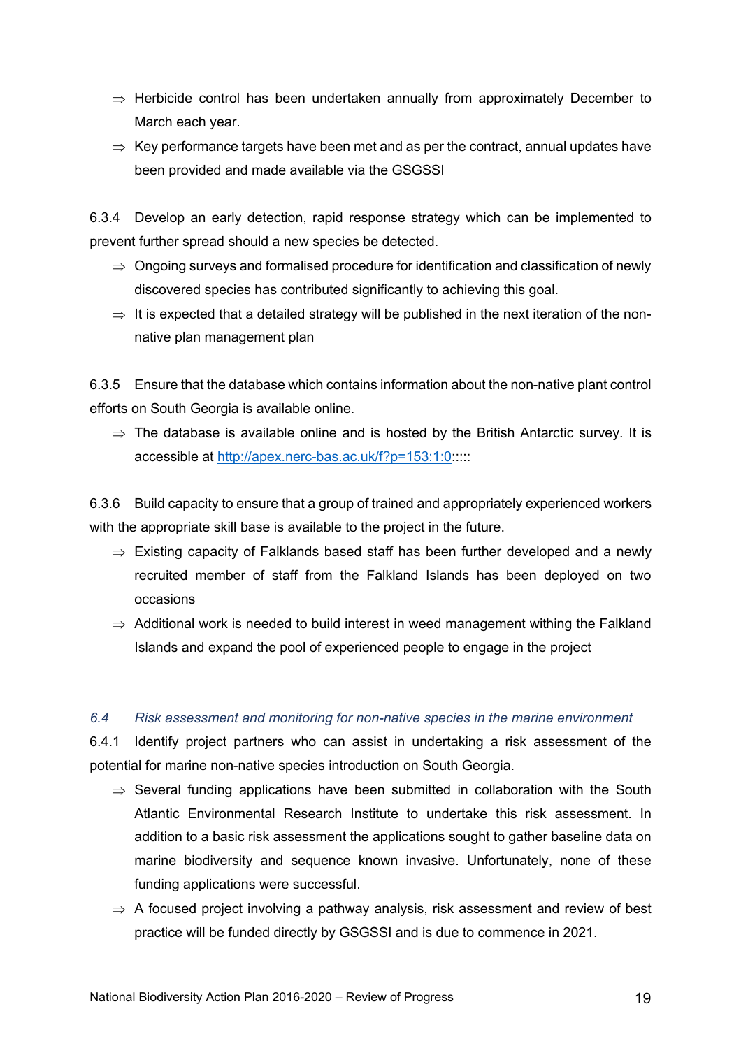- ⇒ Herbicide control has been undertaken annually from approximately December to March each year.
- ⇒ Key performance targets have been met and as per the contract, annual updates have been provided and made available via the GSGSSI

6.3.4 Develop an early detection, rapid response strategy which can be implemented to prevent further spread should a new species be detected.

- ⇒ Ongoing surveys and formalised procedure for identification and classification of newly discovered species has contributed significantly to achieving this goal.
- ⇒ It is expected that a detailed strategy will be published in the next iteration of the non-native plan management plan

6.3.5 Ensure that the database which contains information about the non-native plant control efforts on South Georgia is available online.

- ⇒ The database is available online and is hosted by the British Antarctic survey. It is accessible at [http://apex.nerc-bas.ac.uk/f?p=153:1:0](http://apex.nerc-bas.ac.uk/f?p=153:1:0):::::

6.3.6 Build capacity to ensure that a group of trained and appropriately experienced workers with the appropriate skill base is available to the project in the future.

- ⇒ Existing capacity of Falklands based staff has been further developed and a newly recruited member of staff from the Falkland Islands has been deployed on two occasions
- ⇒ Additional work is needed to build interest in weed management withing the Falkland Islands and expand the pool of experienced people to engage in the project

### *6.4 Risk assessment and monitoring for non-native species in the marine environment*

6.4.1 Identify project partners who can assist in undertaking a risk assessment of the potential for marine non-native species introduction on South Georgia.

- ⇒ Several funding applications have been submitted in collaboration with the South Atlantic Environmental Research Institute to undertake this risk assessment. In addition to a basic risk assessment the applications sought to gather baseline data on marine biodiversity and sequence known invasive. Unfortunately, none of these funding applications were successful.
- ⇒ A focused project involving a pathway analysis, risk assessment and review of best practice will be funded directly by GSGSSI and is due to commence in 2021.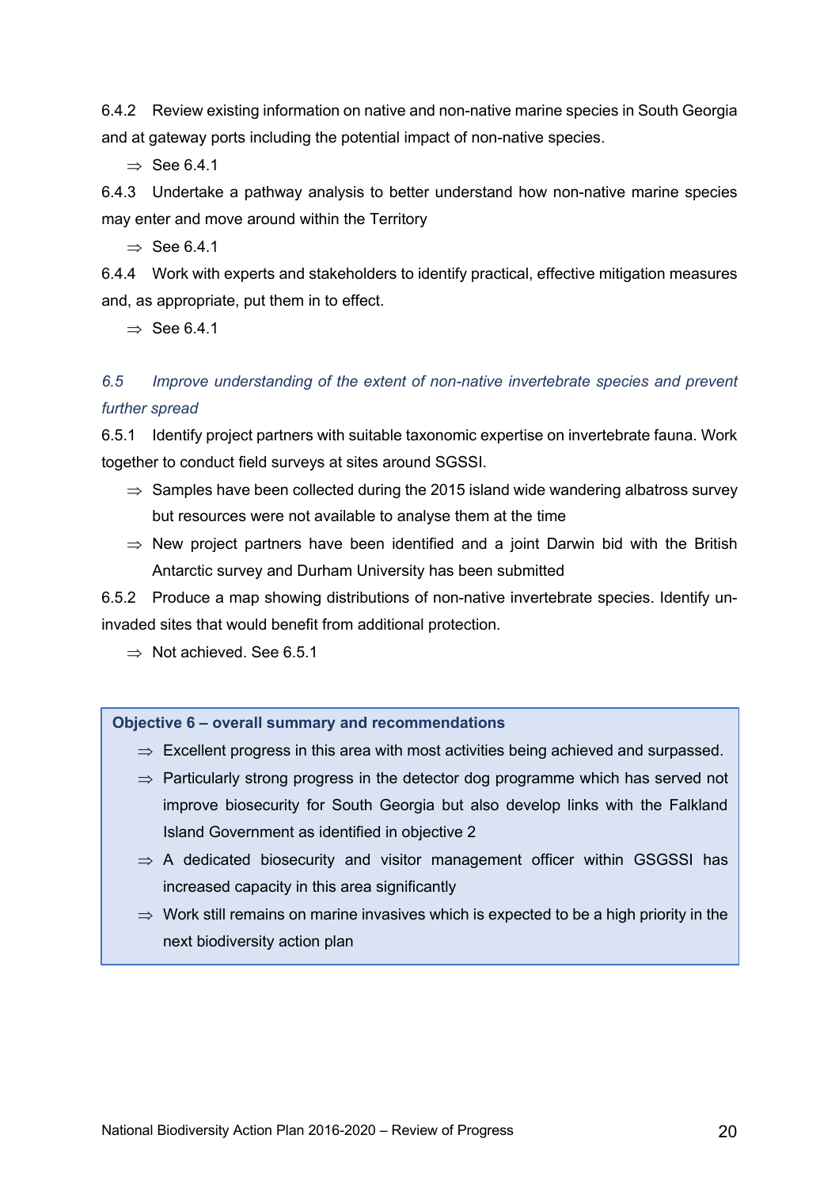6.4.2 Review existing information on native and non-native marine species in South Georgia and at gateway ports including the potential impact of non-native species.

- ⇒ See 6.4.1

6.4.3 Undertake a pathway analysis to better understand how non-native marine species may enter and move around within the Territory

- ⇒ See 6.4.1

6.4.4 Work with experts and stakeholders to identify practical, effective mitigation measures and, as appropriate, put them in to effect.

- ⇒ See 6.4.1

### *6.5 Improve understanding of the extent of non-native invertebrate species and prevent further spread*

6.5.1 Identify project partners with suitable taxonomic expertise on invertebrate fauna. Work together to conduct field surveys at sites around SGSSI.

- ⇒ Samples have been collected during the 2015 island wide wandering albatross survey but resources were not available to analyse them at the time
- ⇒ New project partners have been identified and a joint Darwin bid with the British Antarctic survey and Durham University has been submitted

6.5.2 Produce a map showing distributions of non-native invertebrate species. Identify un-invaded sites that would benefit from additional protection.

- ⇒ Not achieved. See 6.5.1

**Objective 6 – overall summary and recommendations**

- ⇒ Excellent progress in this area with most activities being achieved and surpassed.
- ⇒ Particularly strong progress in the detector dog programme which has served not improve biosecurity for South Georgia but also develop links with the Falkland Island Government as identified in objective 2
- ⇒ A dedicated biosecurity and visitor management officer within GSGSSI has increased capacity in this area significantly
- ⇒ Work still remains on marine invasives which is expected to be a high priority in the next biodiversity action plan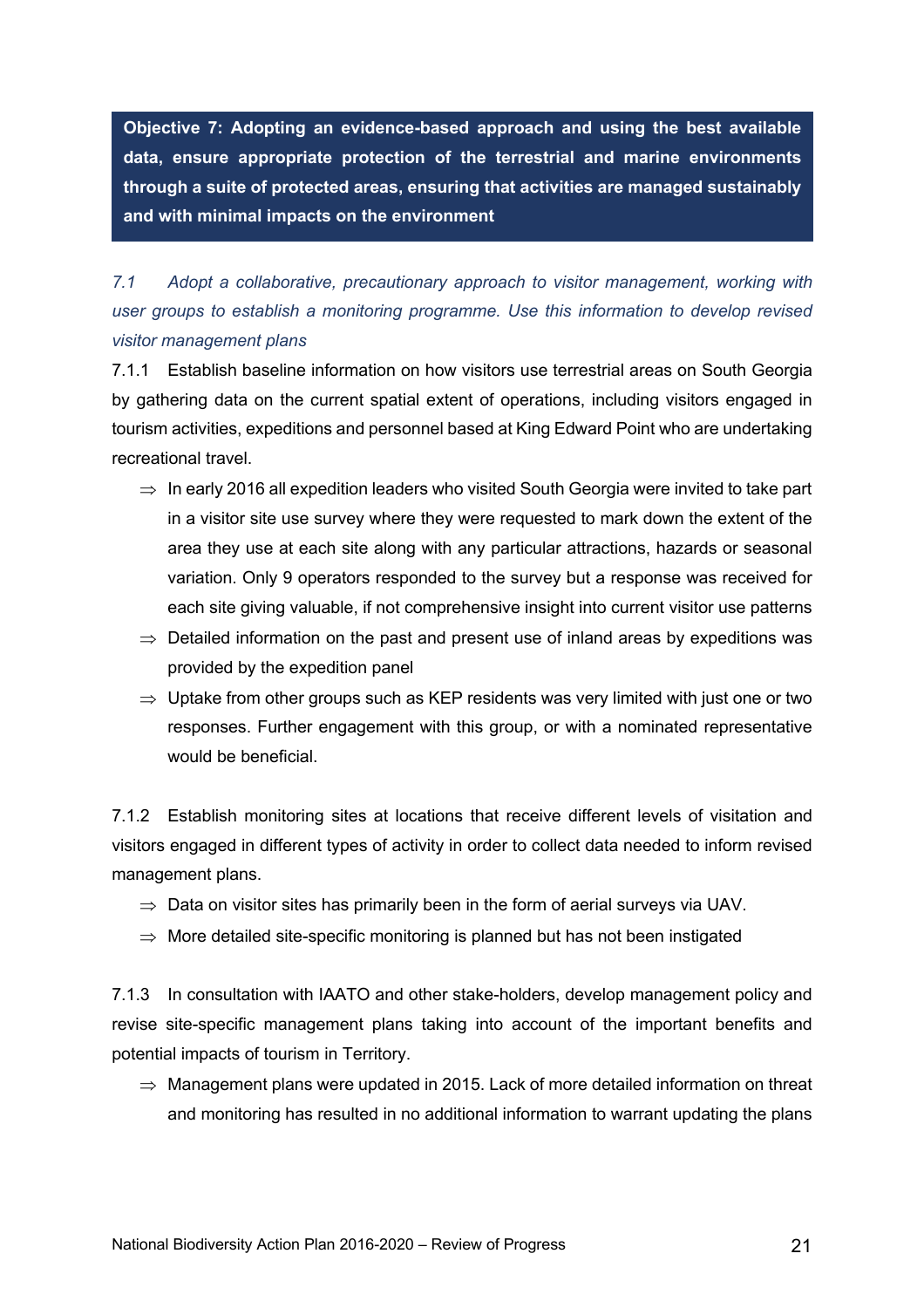**Objective 7: Adopting an evidence-based approach and using the best available data, ensure appropriate protection of the terrestrial and marine environments through a suite of protected areas, ensuring that activities are managed sustainably and with minimal impacts on the environment**

*7.1 Adopt a collaborative, precautionary approach to visitor management, working with user groups to establish a monitoring programme. Use this information to develop revised visitor management plans*

7.1.1 Establish baseline information on how visitors use terrestrial areas on South Georgia by gathering data on the current spatial extent of operations, including visitors engaged in tourism activities, expeditions and personnel based at King Edward Point who are undertaking recreational travel.

- ⇒ In early 2016 all expedition leaders who visited South Georgia were invited to take part in a visitor site use survey where they were requested to mark down the extent of the area they use at each site along with any particular attractions, hazards or seasonal variation. Only 9 operators responded to the survey but a response was received for each site giving valuable, if not comprehensive insight into current visitor use patterns
- ⇒ Detailed information on the past and present use of inland areas by expeditions was provided by the expedition panel
- ⇒ Uptake from other groups such as KEP residents was very limited with just one or two responses. Further engagement with this group, or with a nominated representative would be beneficial.

7.1.2 Establish monitoring sites at locations that receive different levels of visitation and visitors engaged in different types of activity in order to collect data needed to inform revised management plans.

- ⇒ Data on visitor sites has primarily been in the form of aerial surveys via UAV.
- ⇒ More detailed site-specific monitoring is planned but has not been instigated

7.1.3 In consultation with IAATO and other stake-holders, develop management policy and revise site-specific management plans taking into account of the important benefits and potential impacts of tourism in Territory.

- ⇒ Management plans were updated in 2015. Lack of more detailed information on threat and monitoring has resulted in no additional information to warrant updating the plans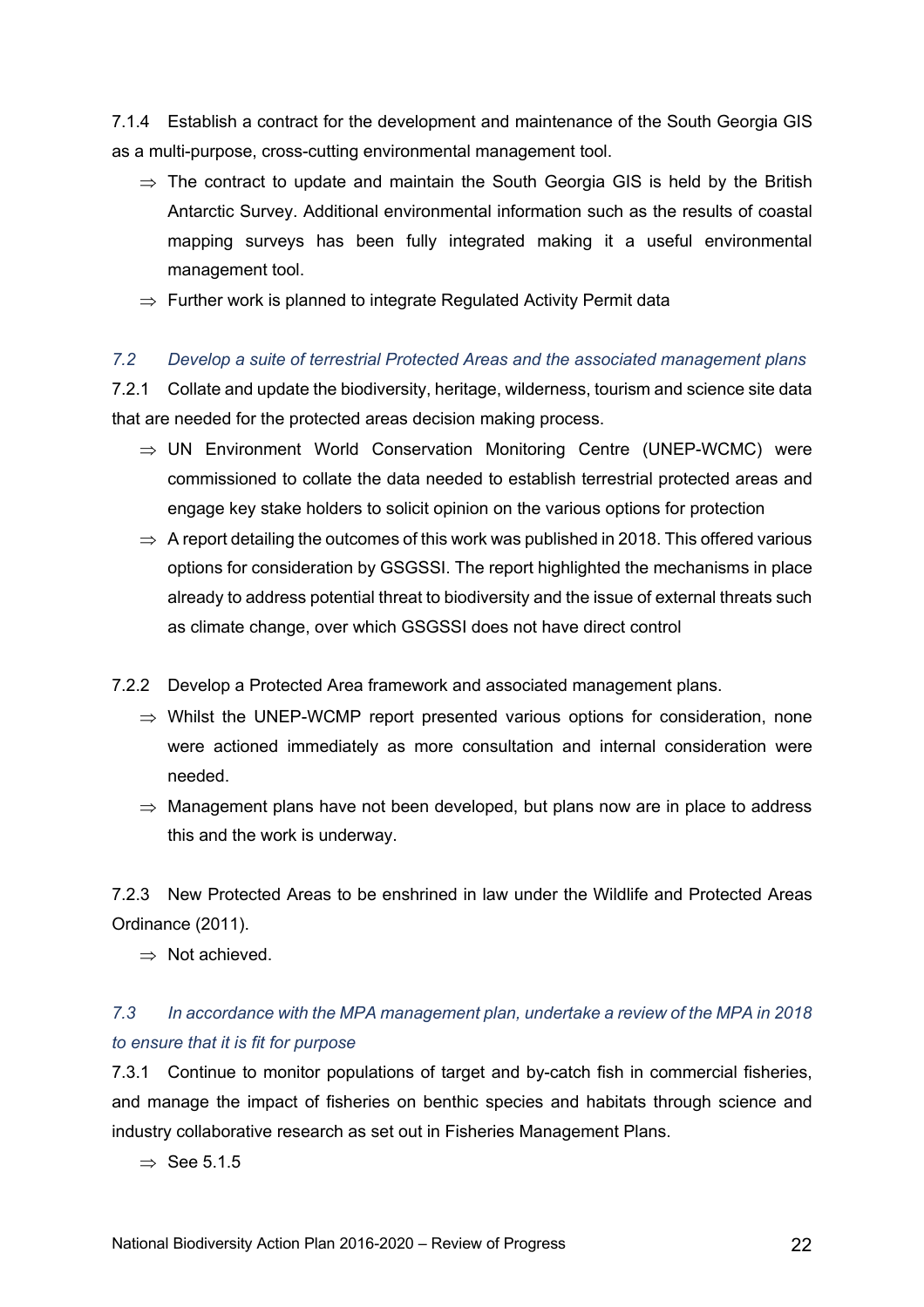7.1.4 Establish a contract for the development and maintenance of the South Georgia GIS as a multi-purpose, cross-cutting environmental management tool.

- ⇒ The contract to update and maintain the South Georgia GIS is held by the British Antarctic Survey. Additional environmental information such as the results of coastal mapping surveys has been fully integrated making it a useful environmental management tool.
- ⇒ Further work is planned to integrate Regulated Activity Permit data

### *7.2 Develop a suite of terrestrial Protected Areas and the associated management plans*

7.2.1 Collate and update the biodiversity, heritage, wilderness, tourism and science site data that are needed for the protected areas decision making process.

- ⇒ UN Environment World Conservation Monitoring Centre (UNEP-WCMC) were commissioned to collate the data needed to establish terrestrial protected areas and engage key stake holders to solicit opinion on the various options for protection
- ⇒ A report detailing the outcomes of this work was published in 2018. This offered various options for consideration by GSGSSI. The report highlighted the mechanisms in place already to address potential threat to biodiversity and the issue of external threats such as climate change, over which GSGSSI does not have direct control

7.2.2 Develop a Protected Area framework and associated management plans.

- ⇒ Whilst the UNEP-WCMP report presented various options for consideration, none were actioned immediately as more consultation and internal consideration were needed.
- ⇒ Management plans have not been developed, but plans now are in place to address this and the work is underway.

7.2.3 New Protected Areas to be enshrined in law under the Wildlife and Protected Areas Ordinance (2011).

- ⇒ Not achieved.

### *7.3 In accordance with the MPA management plan, undertake a review of the MPA in 2018 to ensure that it is fit for purpose*

7.3.1 Continue to monitor populations of target and by-catch fish in commercial fisheries, and manage the impact of fisheries on benthic species and habitats through science and industry collaborative research as set out in Fisheries Management Plans.

- ⇒ See 5.1.5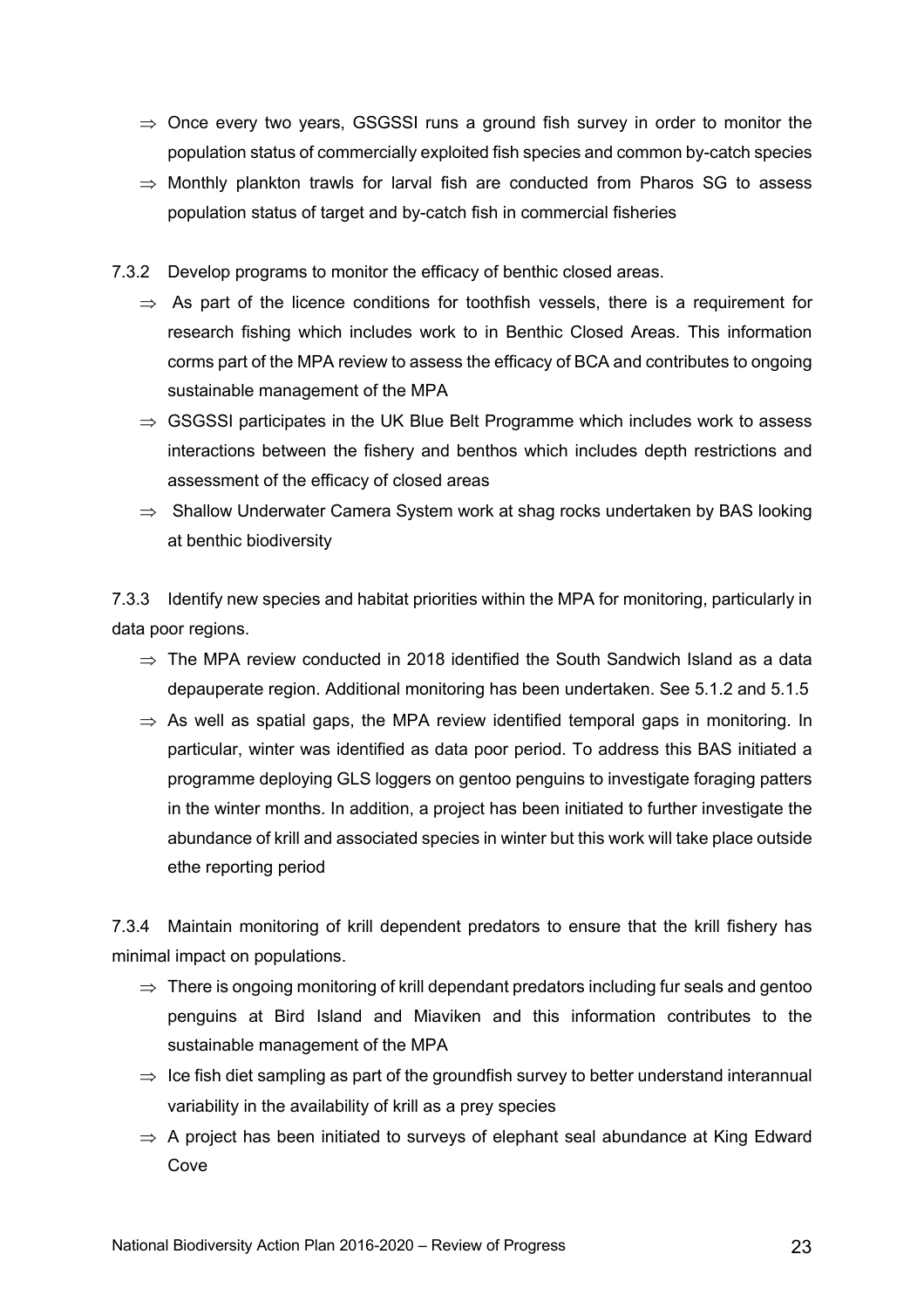- ⇒ Once every two years, GSGSSI runs a ground fish survey in order to monitor the population status of commercially exploited fish species and common by-catch species
- ⇒ Monthly plankton trawls for larval fish are conducted from Pharos SG to assess population status of target and by-catch fish in commercial fisheries

7.3.2 Develop programs to monitor the efficacy of benthic closed areas.

- ⇒ As part of the licence conditions for toothfish vessels, there is a requirement for research fishing which includes work to in Benthic Closed Areas. This information corms part of the MPA review to assess the efficacy of BCA and contributes to ongoing sustainable management of the MPA
- ⇒ GSGSSI participates in the UK Blue Belt Programme which includes work to assess interactions between the fishery and benthos which includes depth restrictions and assessment of the efficacy of closed areas
- ⇒ Shallow Underwater Camera System work at shag rocks undertaken by BAS looking at benthic biodiversity

7.3.3 Identify new species and habitat priorities within the MPA for monitoring, particularly in data poor regions.

- ⇒ The MPA review conducted in 2018 identified the South Sandwich Island as a data depauperate region. Additional monitoring has been undertaken. See 5.1.2 and 5.1.5
- ⇒ As well as spatial gaps, the MPA review identified temporal gaps in monitoring. In particular, winter was identified as data poor period. To address this BAS initiated a programme deploying GLS loggers on gentoo penguins to investigate foraging patters in the winter months. In addition, a project has been initiated to further investigate the abundance of krill and associated species in winter but this work will take place outside ethe reporting period

7.3.4 Maintain monitoring of krill dependent predators to ensure that the krill fishery has minimal impact on populations.

- ⇒ There is ongoing monitoring of krill dependant predators including fur seals and gentoo penguins at Bird Island and Miaviken and this information contributes to the sustainable management of the MPA
- ⇒ Ice fish diet sampling as part of the groundfish survey to better understand interannual variability in the availability of krill as a prey species
- ⇒ A project has been initiated to surveys of elephant seal abundance at King Edward Cove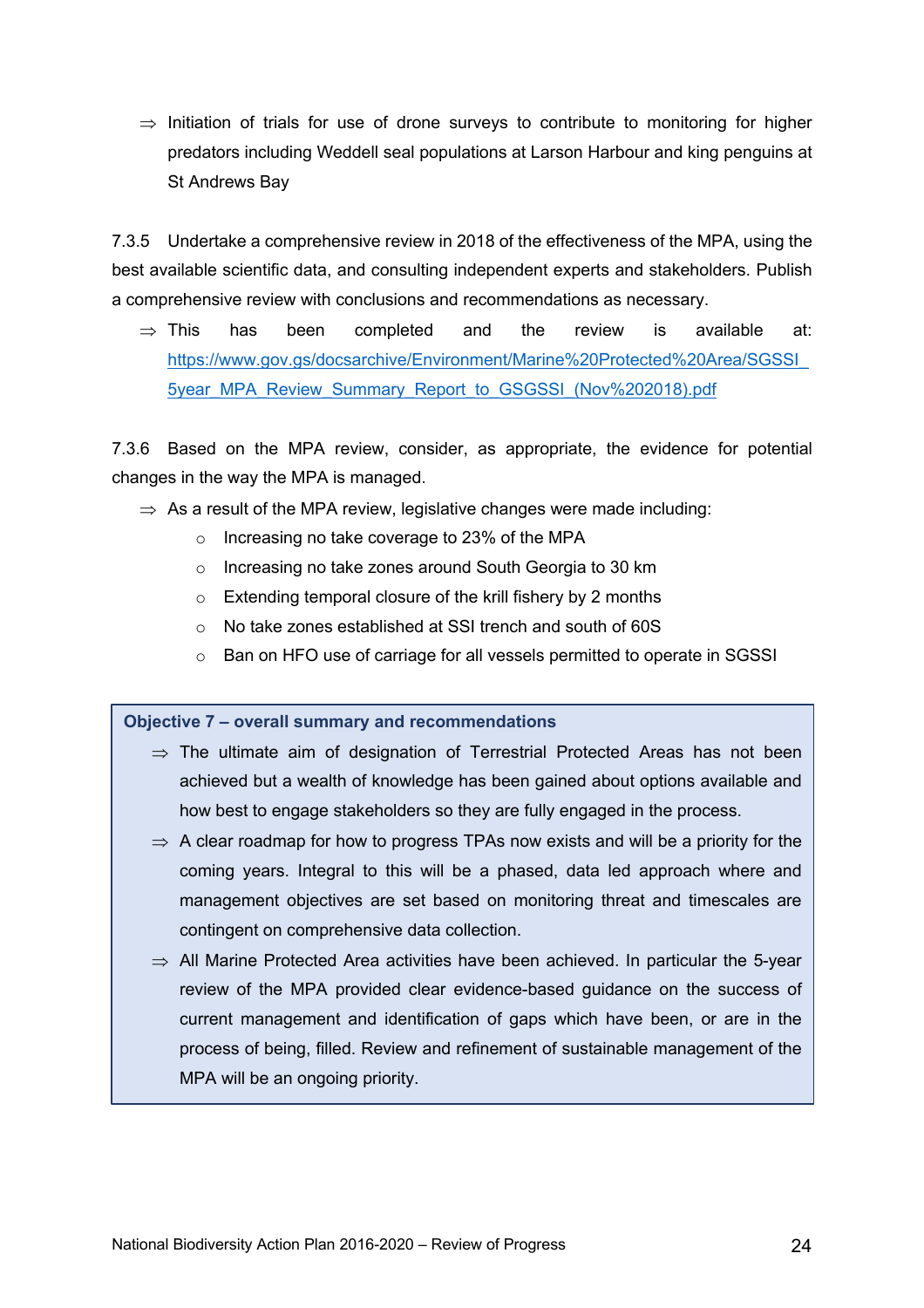⇒ Initiation of trials for use of drone surveys to contribute to monitoring for higher predators including Weddell seal populations at Larson Harbour and king penguins at St Andrews Bay

7.3.5 Undertake a comprehensive review in 2018 of the effectiveness of the MPA, using the best available scientific data, and consulting independent experts and stakeholders. Publish a comprehensive review with conclusions and recommendations as necessary.

⇒ This has been completed and the review is available at: [https://www.gov.gs/docsarchive/Environment/Marine%20Protected%20Area/SGSSI_5year_MPA_Review_Summary_Report_to_GSGSSI_(Nov%202018).pdf](https://www.gov.gs/docsarchive/Environment/Marine%20Protected%20Area/SGSSI_5year_MPA_Review_Summary_Report_to_GSGSSI_(Nov%202018).pdf)

7.3.6 Based on the MPA review, consider, as appropriate, the evidence for potential changes in the way the MPA is managed.

⇒ As a result of the MPA review, legislative changes were made including:
- Increasing no take coverage to 23% of the MPA
- Increasing no take zones around South Georgia to 30 km
- Extending temporal closure of the krill fishery by 2 months
- No take zones established at SSI trench and south of 60S
- Ban on HFO use of carriage for all vessels permitted to operate in SGSSI

**Objective 7 – overall summary and recommendations**

⇒ The ultimate aim of designation of Terrestrial Protected Areas has not been achieved but a wealth of knowledge has been gained about options available and how best to engage stakeholders so they are fully engaged in the process.

⇒ A clear roadmap for how to progress TPAs now exists and will be a priority for the coming years. Integral to this will be a phased, data led approach where and management objectives are set based on monitoring threat and timescales are contingent on comprehensive data collection.

⇒ All Marine Protected Area activities have been achieved. In particular the 5-year review of the MPA provided clear evidence-based guidance on the success of current management and identification of gaps which have been, or are in the process of being, filled. Review and refinement of sustainable management of the MPA will be an ongoing priority.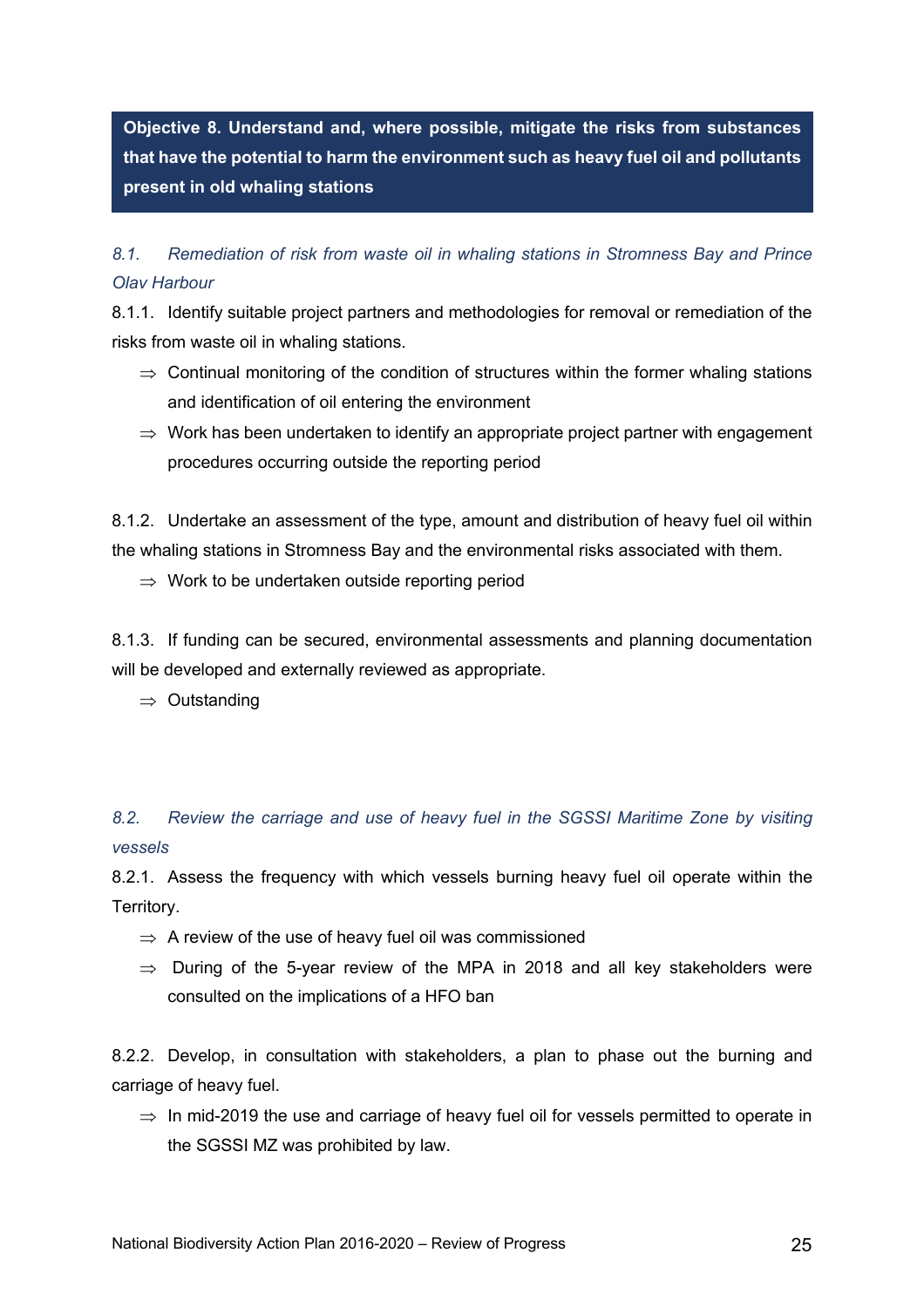**Objective 8. Understand and, where possible, mitigate the risks from substances that have the potential to harm the environment such as heavy fuel oil and pollutants present in old whaling stations**

### *8.1. Remediation of risk from waste oil in whaling stations in Stromness Bay and Prince Olav Harbour*

8.1.1. Identify suitable project partners and methodologies for removal or remediation of the risks from waste oil in whaling stations.

- ⇒ Continual monitoring of the condition of structures within the former whaling stations and identification of oil entering the environment
- ⇒ Work has been undertaken to identify an appropriate project partner with engagement procedures occurring outside the reporting period

8.1.2. Undertake an assessment of the type, amount and distribution of heavy fuel oil within the whaling stations in Stromness Bay and the environmental risks associated with them.

- ⇒ Work to be undertaken outside reporting period

8.1.3. If funding can be secured, environmental assessments and planning documentation will be developed and externally reviewed as appropriate.

- ⇒ Outstanding

### *8.2. Review the carriage and use of heavy fuel in the SGSSI Maritime Zone by visiting vessels*

8.2.1. Assess the frequency with which vessels burning heavy fuel oil operate within the Territory.

- ⇒ A review of the use of heavy fuel oil was commissioned
- ⇒ During of the 5-year review of the MPA in 2018 and all key stakeholders were consulted on the implications of a HFO ban

8.2.2. Develop, in consultation with stakeholders, a plan to phase out the burning and carriage of heavy fuel.

- ⇒ In mid-2019 the use and carriage of heavy fuel oil for vessels permitted to operate in the SGSSI MZ was prohibited by law.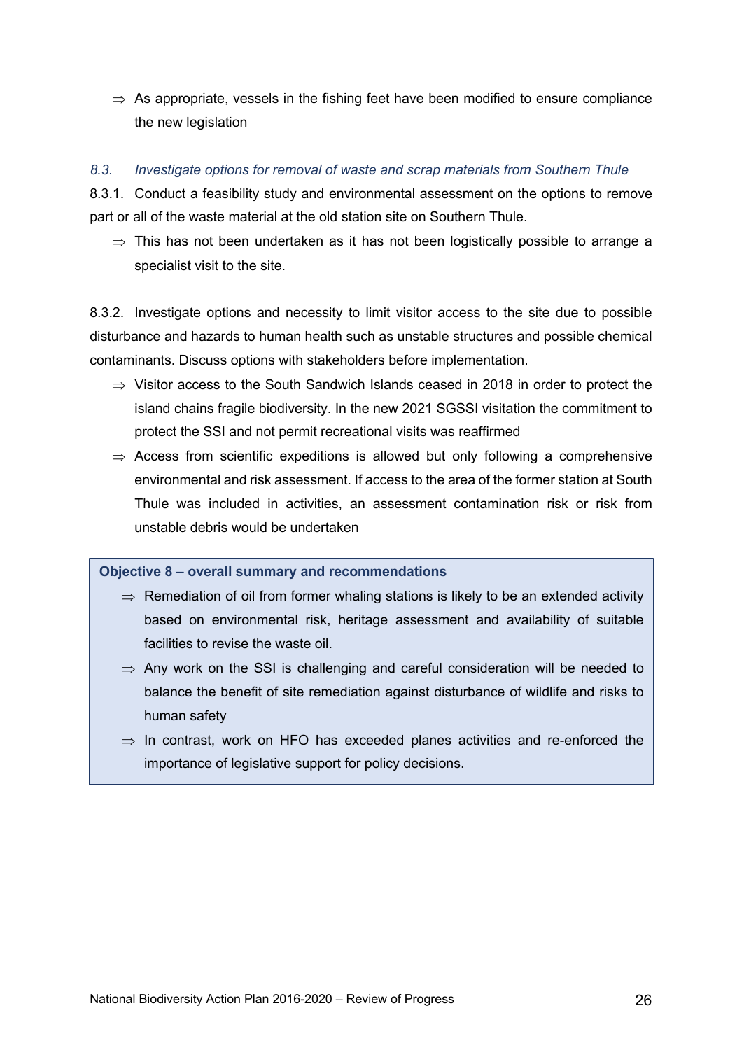- ⇒ As appropriate, vessels in the fishing feet have been modified to ensure compliance the new legislation

*8.3. Investigate options for removal of waste and scrap materials from Southern Thule*

8.3.1. Conduct a feasibility study and environmental assessment on the options to remove part or all of the waste material at the old station site on Southern Thule.

- ⇒ This has not been undertaken as it has not been logistically possible to arrange a specialist visit to the site.

8.3.2. Investigate options and necessity to limit visitor access to the site due to possible disturbance and hazards to human health such as unstable structures and possible chemical contaminants. Discuss options with stakeholders before implementation.

- ⇒ Visitor access to the South Sandwich Islands ceased in 2018 in order to protect the island chains fragile biodiversity. In the new 2021 SGSSI visitation the commitment to protect the SSI and not permit recreational visits was reaffirmed
- ⇒ Access from scientific expeditions is allowed but only following a comprehensive environmental and risk assessment. If access to the area of the former station at South Thule was included in activities, an assessment contamination risk or risk from unstable debris would be undertaken

**Objective 8 – overall summary and recommendations**

- ⇒ Remediation of oil from former whaling stations is likely to be an extended activity based on environmental risk, heritage assessment and availability of suitable facilities to revise the waste oil.
- ⇒ Any work on the SSI is challenging and careful consideration will be needed to balance the benefit of site remediation against disturbance of wildlife and risks to human safety
- ⇒ In contrast, work on HFO has exceeded planes activities and re-enforced the importance of legislative support for policy decisions.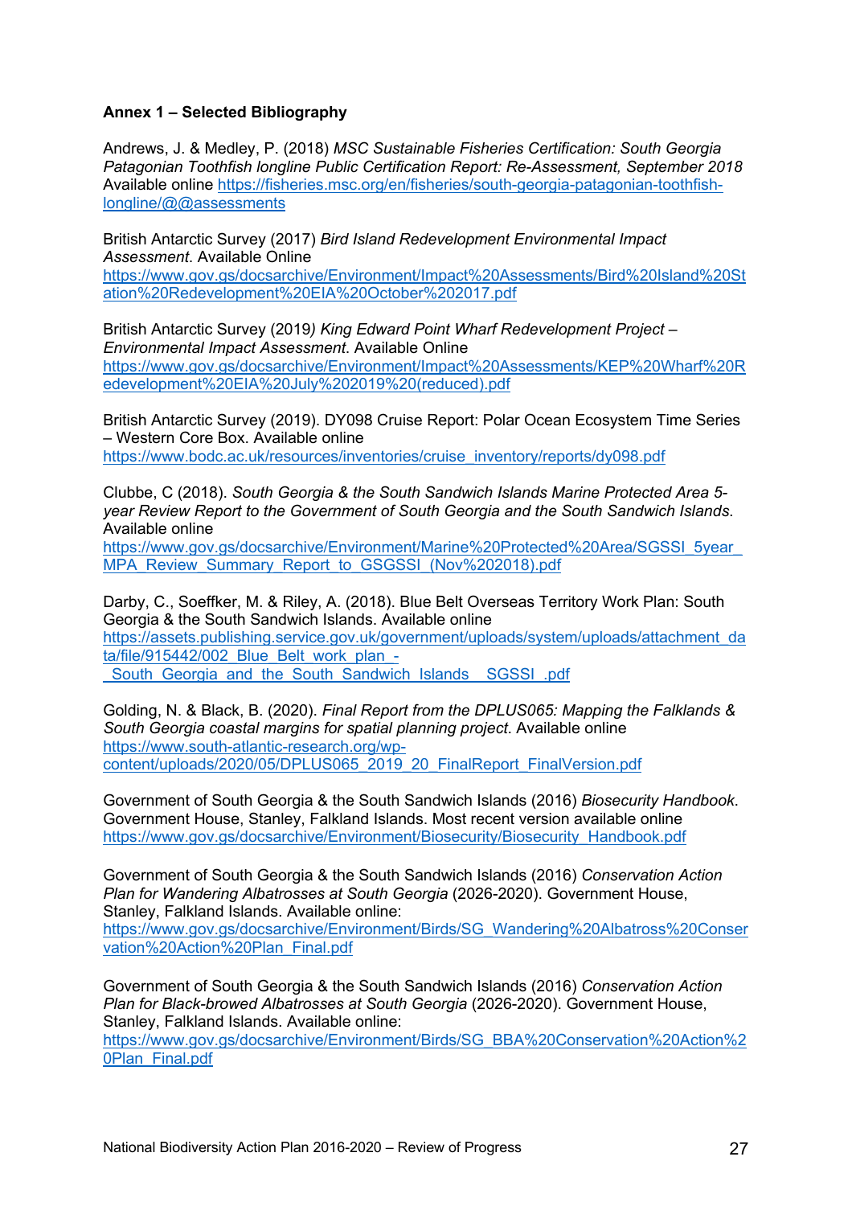**Annex 1 – Selected Bibliography**

Andrews, J. & Medley, P. (2018) *MSC Sustainable Fisheries Certification: South Georgia Patagonian Toothfish longline Public Certification Report: Re-Assessment, September 2018* Available online https://fisheries.msc.org/en/fisheries/south-georgia-patagonian-toothfish-longline/@@assessments

British Antarctic Survey (2017) *Bird Island Redevelopment Environmental Impact Assessment*. Available Online https://www.gov.gs/docsarchive/Environment/Impact%20Assessments/Bird%20Island%20Station%20Redevelopment%20EIA%20October%202017.pdf

British Antarctic Survey (2019*) King Edward Point Wharf Redevelopment Project – Environmental Impact Assessment*. Available Online https://www.gov.gs/docsarchive/Environment/Impact%20Assessments/KEP%20Wharf%20Redevelopment%20EIA%20July%202019%20(reduced).pdf

British Antarctic Survey (2019). DY098 Cruise Report: Polar Ocean Ecosystem Time Series – Western Core Box. Available online https://www.bodc.ac.uk/resources/inventories/cruise_inventory/reports/dy098.pdf

Clubbe, C (2018). *South Georgia & the South Sandwich Islands Marine Protected Area 5-year Review Report to the Government of South Georgia and the South Sandwich Islands*. Available online https://www.gov.gs/docsarchive/Environment/Marine%20Protected%20Area/SGSSI_5year_MPA_Review_Summary_Report_to_GSGSSI_(Nov%202018).pdf

Darby, C., Soeffker, M. & Riley, A. (2018). Blue Belt Overseas Territory Work Plan: South Georgia & the South Sandwich Islands. Available online https://assets.publishing.service.gov.uk/government/uploads/system/uploads/attachment_data/file/915442/002_Blue_Belt_work_plan_-_South_Georgia_and_the_South_Sandwich_Islands__SGSSI_.pdf

Golding, N. & Black, B. (2020). *Final Report from the DPLUS065: Mapping the Falklands & South Georgia coastal margins for spatial planning project*. Available online https://www.south-atlantic-research.org/wp-content/uploads/2020/05/DPLUS065_2019_20_FinalReport_FinalVersion.pdf

Government of South Georgia & the South Sandwich Islands (2016) *Biosecurity Handbook*. Government House, Stanley, Falkland Islands. Most recent version available online https://www.gov.gs/docsarchive/Environment/Biosecurity/Biosecurity_Handbook.pdf

Government of South Georgia & the South Sandwich Islands (2016) *Conservation Action Plan for Wandering Albatrosses at South Georgia* (2026-2020). Government House, Stanley, Falkland Islands. Available online: https://www.gov.gs/docsarchive/Environment/Birds/SG_Wandering%20Albatross%20Conservation%20Action%20Plan_Final.pdf

Government of South Georgia & the South Sandwich Islands (2016) *Conservation Action Plan for Black-browed Albatrosses at South Georgia* (2026-2020). Government House, Stanley, Falkland Islands. Available online: https://www.gov.gs/docsarchive/Environment/Birds/SG_BBA%20Conservation%20Action%20Plan_Final.pdf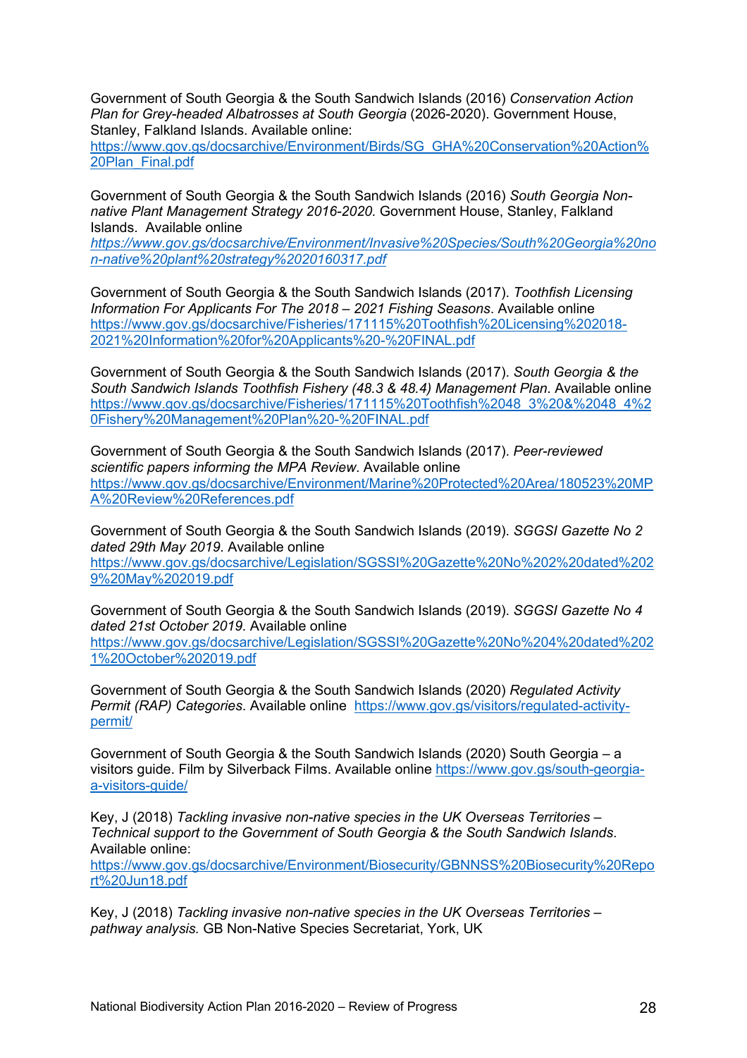Government of South Georgia & the South Sandwich Islands (2016) *Conservation Action Plan for Grey-headed Albatrosses at South Georgia* (2026-2020). Government House, Stanley, Falkland Islands. Available online: https://www.gov.gs/docsarchive/Environment/Birds/SG_GHA%20Conservation%20Action%20Plan_Final.pdf

Government of South Georgia & the South Sandwich Islands (2016) *South Georgia Non-native Plant Management Strategy 2016-2020.* Government House, Stanley, Falkland Islands. Available online *https://www.gov.gs/docsarchive/Environment/Invasive%20Species/South%20Georgia%20non-native%20plant%20strategy%2020160317.pdf*

Government of South Georgia & the South Sandwich Islands (2017). *Toothfish Licensing Information For Applicants For The 2018 – 2021 Fishing Seasons*. Available online https://www.gov.gs/docsarchive/Fisheries/171115%20Toothfish%20Licensing%202018-2021%20Information%20for%20Applicants%20-%20FINAL.pdf

Government of South Georgia & the South Sandwich Islands (2017). *South Georgia & the South Sandwich Islands Toothfish Fishery (48.3 & 48.4) Management Plan*. Available online https://www.gov.gs/docsarchive/Fisheries/171115%20Toothfish%2048_3%20&%2048_4%20Fishery%20Management%20Plan%20-%20FINAL.pdf

Government of South Georgia & the South Sandwich Islands (2017). *Peer-reviewed scientific papers informing the MPA Review*. Available online https://www.gov.gs/docsarchive/Environment/Marine%20Protected%20Area/180523%20MPA%20Review%20References.pdf

Government of South Georgia & the South Sandwich Islands (2019). *SGGSI Gazette No 2 dated 29th May 2019*. Available online https://www.gov.gs/docsarchive/Legislation/SGSSI%20Gazette%20No%202%20dated%2029%20May%202019.pdf

Government of South Georgia & the South Sandwich Islands (2019). *SGGSI Gazette No 4 dated 21st October 2019*. Available online https://www.gov.gs/docsarchive/Legislation/SGSSI%20Gazette%20No%204%20dated%2021%20October%202019.pdf

Government of South Georgia & the South Sandwich Islands (2020) *Regulated Activity Permit (RAP) Categories*. Available online https://www.gov.gs/visitors/regulated-activity-permit/

Government of South Georgia & the South Sandwich Islands (2020) South Georgia – a visitors guide. Film by Silverback Films. Available online https://www.gov.gs/south-georgia-a-visitors-guide/

Key, J (2018) *Tackling invasive non-native species in the UK Overseas Territories – Technical support to the Government of South Georgia & the South Sandwich Islands*. Available online: https://www.gov.gs/docsarchive/Environment/Biosecurity/GBNNSS%20Biosecurity%20Report%20Jun18.pdf

Key, J (2018) *Tackling invasive non-native species in the UK Overseas Territories – pathway analysis.* GB Non-Native Species Secretariat, York, UK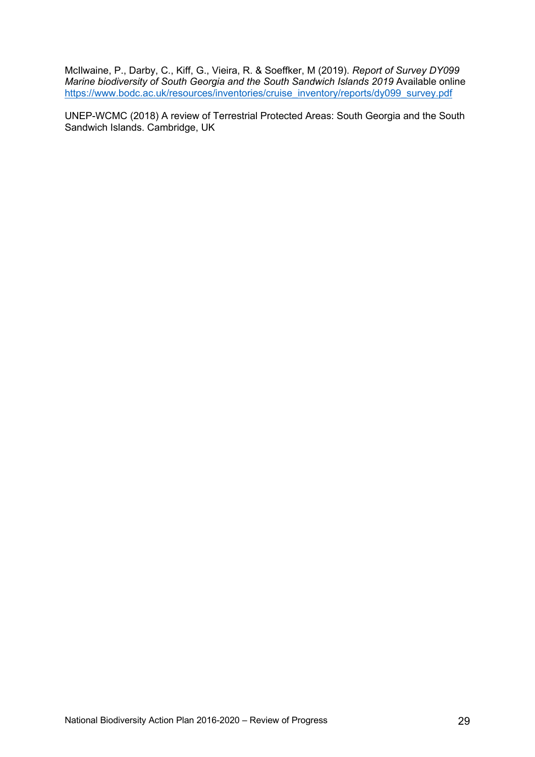McIlwaine, P., Darby, C., Kiff, G., Vieira, R. & Soeffker, M (2019). *Report of Survey DY099 Marine biodiversity of South Georgia and the South Sandwich Islands 2019* Available online https://www.bodc.ac.uk/resources/inventories/cruise_inventory/reports/dy099_survey.pdf

UNEP-WCMC (2018) A review of Terrestrial Protected Areas: South Georgia and the South Sandwich Islands. Cambridge, UK